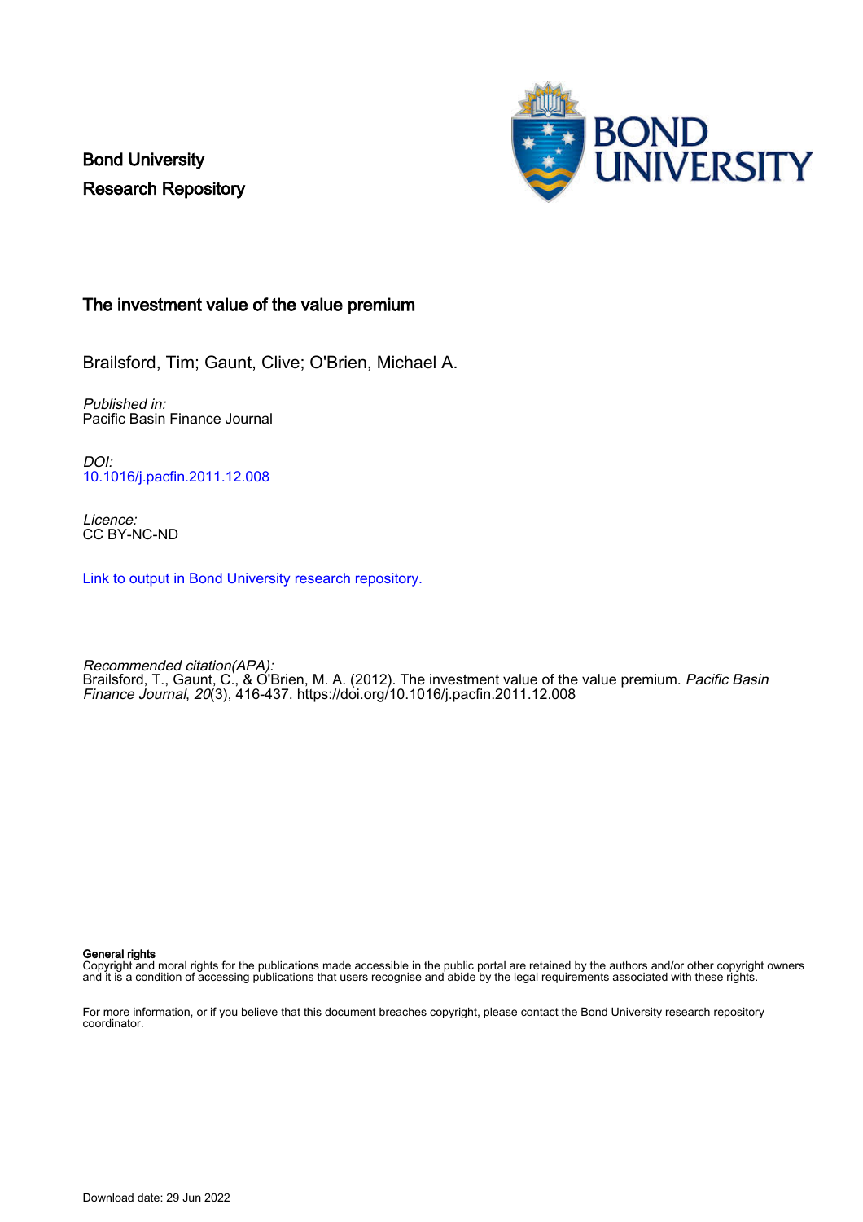Bond University
Research Repository

# The investment value of the value premium

Brailsford, Tim; Gaunt, Clive; O'Brien, Michael A.

*Published in:*
Pacific Basin Finance Journal

*DOI:*
10.1016/j.pacfin.2011.12.008

*Licence:*
CC BY-NC-ND

Link to output in Bond University research repository.

*Recommended citation(APA):*
Brailsford, T., Gaunt, C., & O'Brien, M. A. (2012). The investment value of the value premium. *Pacific Basin Finance Journal*, *20*(3), 416-437. https://doi.org/10.1016/j.pacfin.2011.12.008

**General rights**
Copyright and moral rights for the publications made accessible in the public portal are retained by the authors and/or other copyright owners and it is a condition of accessing publications that users recognise and abide by the legal requirements associated with these rights.

For more information, or if you believe that this document breaches copyright, please contact the Bond University research repository coordinator.

Download date: 29 Jun 2022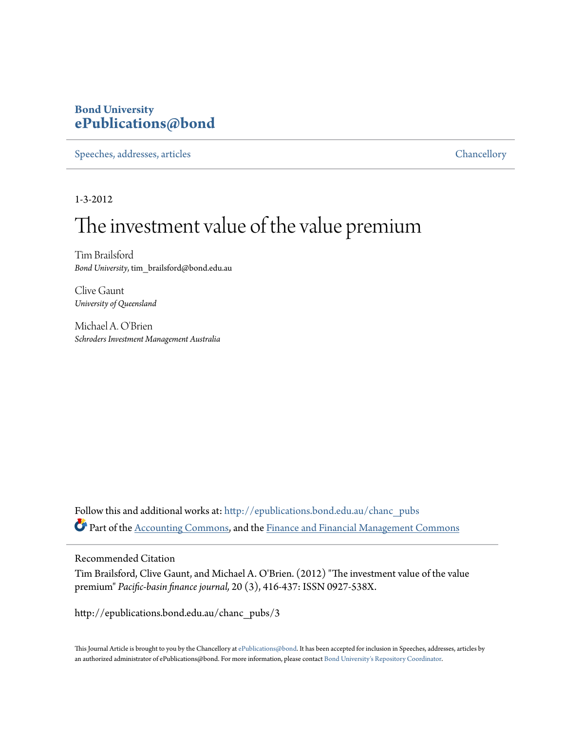Bond University
**ePublications@bond**

Speeches, addresses, articles

Chancellory

1-3-2012

# The investment value of the value premium

Tim Brailsford
*Bond University*, tim_brailsford@bond.edu.au

Clive Gaunt
*University of Queensland*

Michael A. O'Brien
*Schroders Investment Management Australia*

Follow this and additional works at: http://epublications.bond.edu.au/chanc_pubs

Part of the Accounting Commons, and the Finance and Financial Management Commons

Recommended Citation

Tim Brailsford, Clive Gaunt, and Michael A. O'Brien. (2012) "The investment value of the value premium" *Pacific-basin finance journal,* 20 (3), 416-437: ISSN 0927-538X.

http://epublications.bond.edu.au/chanc_pubs/3

This Journal Article is brought to you by the Chancellory at ePublications@bond. It has been accepted for inclusion in Speeches, addresses, articles by an authorized administrator of ePublications@bond. For more information, please contact Bond University's Repository Coordinator.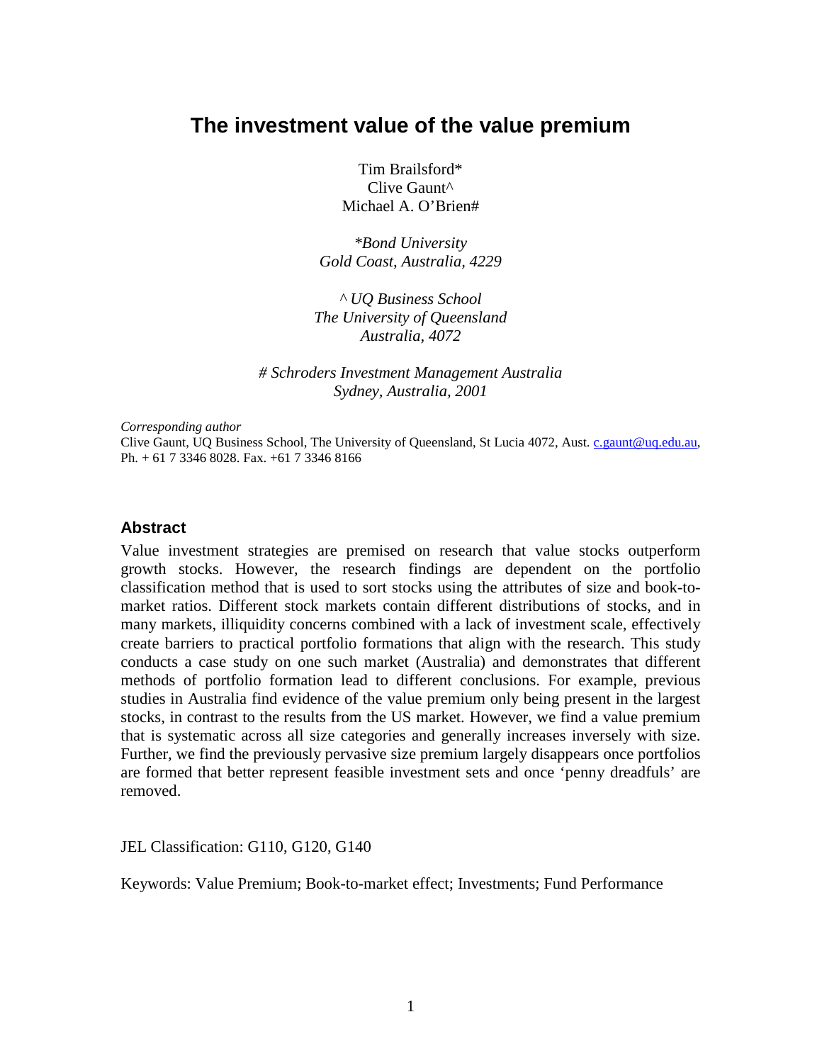# The investment value of the value premium

Tim Brailsford*
Clive Gaunt^
Michael A. O'Brien#

*\*Bond University*
*Gold Coast, Australia, 4229*

*^ UQ Business School*
*The University of Queensland*
*Australia, 4072*

*# Schroders Investment Management Australia*
*Sydney, Australia, 2001*

*Corresponding author*
Clive Gaunt, UQ Business School, The University of Queensland, St Lucia 4072, Aust. c.gaunt@uq.edu.au, Ph. + 61 7 3346 8028. Fax. +61 7 3346 8166

## Abstract

Value investment strategies are premised on research that value stocks outperform growth stocks. However, the research findings are dependent on the portfolio classification method that is used to sort stocks using the attributes of size and book-to-market ratios. Different stock markets contain different distributions of stocks, and in many markets, illiquidity concerns combined with a lack of investment scale, effectively create barriers to practical portfolio formations that align with the research. This study conducts a case study on one such market (Australia) and demonstrates that different methods of portfolio formation lead to different conclusions. For example, previous studies in Australia find evidence of the value premium only being present in the largest stocks, in contrast to the results from the US market. However, we find a value premium that is systematic across all size categories and generally increases inversely with size. Further, we find the previously pervasive size premium largely disappears once portfolios are formed that better represent feasible investment sets and once 'penny dreadfuls' are removed.

JEL Classification: G110, G120, G140

Keywords: Value Premium; Book-to-market effect; Investments; Fund Performance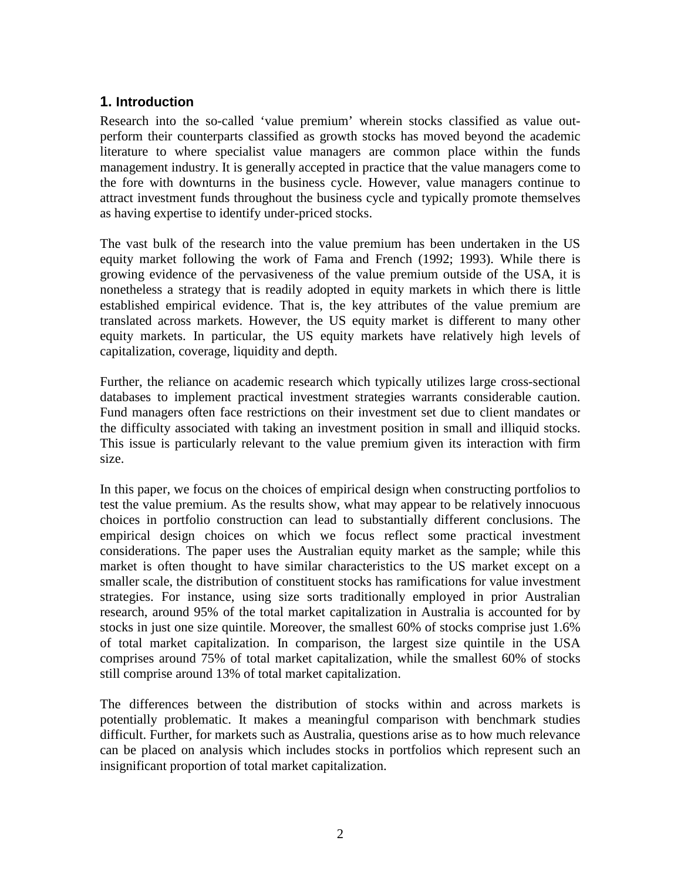## 1. Introduction

Research into the so-called 'value premium' wherein stocks classified as value out-perform their counterparts classified as growth stocks has moved beyond the academic literature to where specialist value managers are common place within the funds management industry. It is generally accepted in practice that the value managers come to the fore with downturns in the business cycle. However, value managers continue to attract investment funds throughout the business cycle and typically promote themselves as having expertise to identify under-priced stocks.

The vast bulk of the research into the value premium has been undertaken in the US equity market following the work of Fama and French (1992; 1993). While there is growing evidence of the pervasiveness of the value premium outside of the USA, it is nonetheless a strategy that is readily adopted in equity markets in which there is little established empirical evidence. That is, the key attributes of the value premium are translated across markets. However, the US equity market is different to many other equity markets. In particular, the US equity markets have relatively high levels of capitalization, coverage, liquidity and depth.

Further, the reliance on academic research which typically utilizes large cross-sectional databases to implement practical investment strategies warrants considerable caution. Fund managers often face restrictions on their investment set due to client mandates or the difficulty associated with taking an investment position in small and illiquid stocks. This issue is particularly relevant to the value premium given its interaction with firm size.

In this paper, we focus on the choices of empirical design when constructing portfolios to test the value premium. As the results show, what may appear to be relatively innocuous choices in portfolio construction can lead to substantially different conclusions. The empirical design choices on which we focus reflect some practical investment considerations. The paper uses the Australian equity market as the sample; while this market is often thought to have similar characteristics to the US market except on a smaller scale, the distribution of constituent stocks has ramifications for value investment strategies. For instance, using size sorts traditionally employed in prior Australian research, around 95% of the total market capitalization in Australia is accounted for by stocks in just one size quintile. Moreover, the smallest 60% of stocks comprise just 1.6% of total market capitalization. In comparison, the largest size quintile in the USA comprises around 75% of total market capitalization, while the smallest 60% of stocks still comprise around 13% of total market capitalization.

The differences between the distribution of stocks within and across markets is potentially problematic. It makes a meaningful comparison with benchmark studies difficult. Further, for markets such as Australia, questions arise as to how much relevance can be placed on analysis which includes stocks in portfolios which represent such an insignificant proportion of total market capitalization.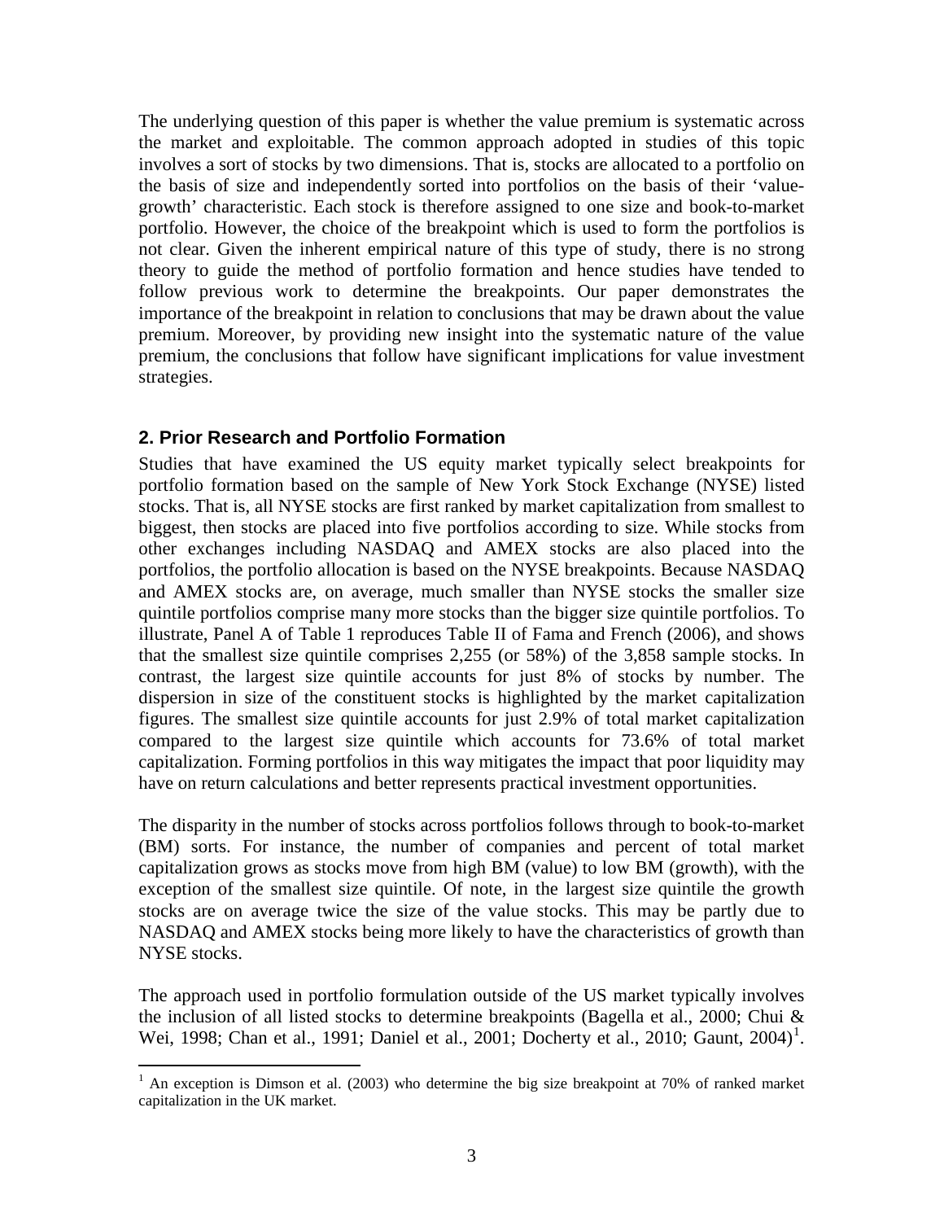The underlying question of this paper is whether the value premium is systematic across the market and exploitable. The common approach adopted in studies of this topic involves a sort of stocks by two dimensions. That is, stocks are allocated to a portfolio on the basis of size and independently sorted into portfolios on the basis of their 'value-growth' characteristic. Each stock is therefore assigned to one size and book-to-market portfolio. However, the choice of the breakpoint which is used to form the portfolios is not clear. Given the inherent empirical nature of this type of study, there is no strong theory to guide the method of portfolio formation and hence studies have tended to follow previous work to determine the breakpoints. Our paper demonstrates the importance of the breakpoint in relation to conclusions that may be drawn about the value premium. Moreover, by providing new insight into the systematic nature of the value premium, the conclusions that follow have significant implications for value investment strategies.

## 2. Prior Research and Portfolio Formation

Studies that have examined the US equity market typically select breakpoints for portfolio formation based on the sample of New York Stock Exchange (NYSE) listed stocks. That is, all NYSE stocks are first ranked by market capitalization from smallest to biggest, then stocks are placed into five portfolios according to size. While stocks from other exchanges including NASDAQ and AMEX stocks are also placed into the portfolios, the portfolio allocation is based on the NYSE breakpoints. Because NASDAQ and AMEX stocks are, on average, much smaller than NYSE stocks the smaller size quintile portfolios comprise many more stocks than the bigger size quintile portfolios. To illustrate, Panel A of Table 1 reproduces Table II of Fama and French (2006), and shows that the smallest size quintile comprises 2,255 (or 58%) of the 3,858 sample stocks. In contrast, the largest size quintile accounts for just 8% of stocks by number. The dispersion in size of the constituent stocks is highlighted by the market capitalization figures. The smallest size quintile accounts for just 2.9% of total market capitalization compared to the largest size quintile which accounts for 73.6% of total market capitalization. Forming portfolios in this way mitigates the impact that poor liquidity may have on return calculations and better represents practical investment opportunities.

The disparity in the number of stocks across portfolios follows through to book-to-market (BM) sorts. For instance, the number of companies and percent of total market capitalization grows as stocks move from high BM (value) to low BM (growth), with the exception of the smallest size quintile. Of note, in the largest size quintile the growth stocks are on average twice the size of the value stocks. This may be partly due to NASDAQ and AMEX stocks being more likely to have the characteristics of growth than NYSE stocks.

The approach used in portfolio formulation outside of the US market typically involves the inclusion of all listed stocks to determine breakpoints (Bagella et al., 2000; Chui & Wei, 1998; Chan et al., 1991; Daniel et al., 2001; Docherty et al., 2010; Gaunt, 2004)[1].

[1] An exception is Dimson et al. (2003) who determine the big size breakpoint at 70% of ranked market capitalization in the UK market.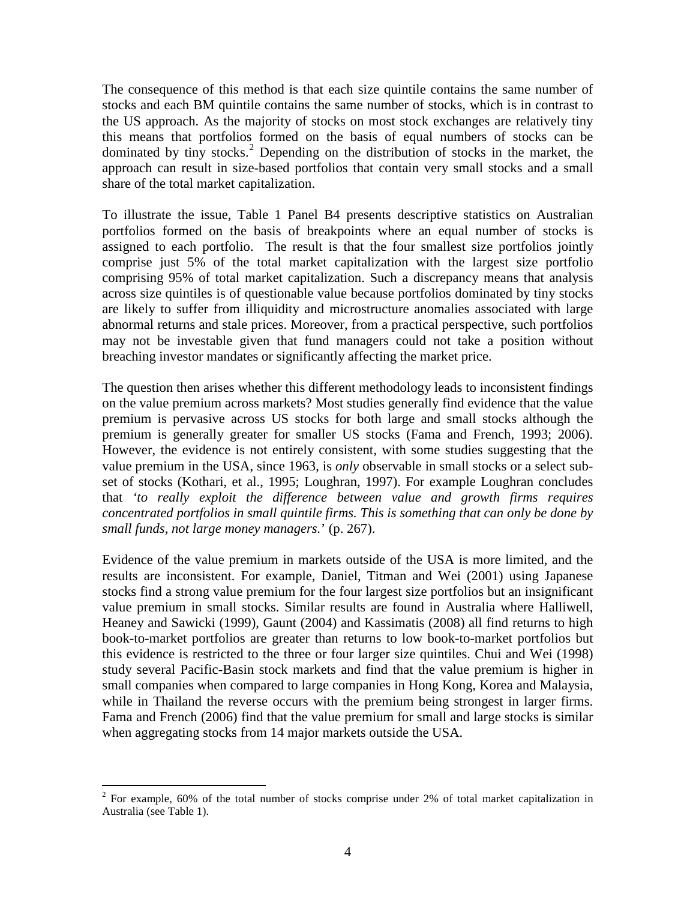The consequence of this method is that each size quintile contains the same number of stocks and each BM quintile contains the same number of stocks, which is in contrast to the US approach. As the majority of stocks on most stock exchanges are relatively tiny this means that portfolios formed on the basis of equal numbers of stocks can be dominated by tiny stocks.[2] Depending on the distribution of stocks in the market, the approach can result in size-based portfolios that contain very small stocks and a small share of the total market capitalization.

To illustrate the issue, Table 1 Panel B4 presents descriptive statistics on Australian portfolios formed on the basis of breakpoints where an equal number of stocks is assigned to each portfolio. The result is that the four smallest size portfolios jointly comprise just 5% of the total market capitalization with the largest size portfolio comprising 95% of total market capitalization. Such a discrepancy means that analysis across size quintiles is of questionable value because portfolios dominated by tiny stocks are likely to suffer from illiquidity and microstructure anomalies associated with large abnormal returns and stale prices. Moreover, from a practical perspective, such portfolios may not be investable given that fund managers could not take a position without breaching investor mandates or significantly affecting the market price.

The question then arises whether this different methodology leads to inconsistent findings on the value premium across markets? Most studies generally find evidence that the value premium is pervasive across US stocks for both large and small stocks although the premium is generally greater for smaller US stocks (Fama and French, 1993; 2006). However, the evidence is not entirely consistent, with some studies suggesting that the value premium in the USA, since 1963, is *only* observable in small stocks or a select sub-set of stocks (Kothari, et al., 1995; Loughran, 1997). For example Loughran concludes that '*to really exploit the difference between value and growth firms requires concentrated portfolios in small quintile firms. This is something that can only be done by small funds, not large money managers.*' (p. 267).

Evidence of the value premium in markets outside of the USA is more limited, and the results are inconsistent. For example, Daniel, Titman and Wei (2001) using Japanese stocks find a strong value premium for the four largest size portfolios but an insignificant value premium in small stocks. Similar results are found in Australia where Halliwell, Heaney and Sawicki (1999), Gaunt (2004) and Kassimatis (2008) all find returns to high book-to-market portfolios are greater than returns to low book-to-market portfolios but this evidence is restricted to the three or four larger size quintiles. Chui and Wei (1998) study several Pacific-Basin stock markets and find that the value premium is higher in small companies when compared to large companies in Hong Kong, Korea and Malaysia, while in Thailand the reverse occurs with the premium being strongest in larger firms. Fama and French (2006) find that the value premium for small and large stocks is similar when aggregating stocks from 14 major markets outside the USA.

[2] For example, 60% of the total number of stocks comprise under 2% of total market capitalization in Australia (see Table 1).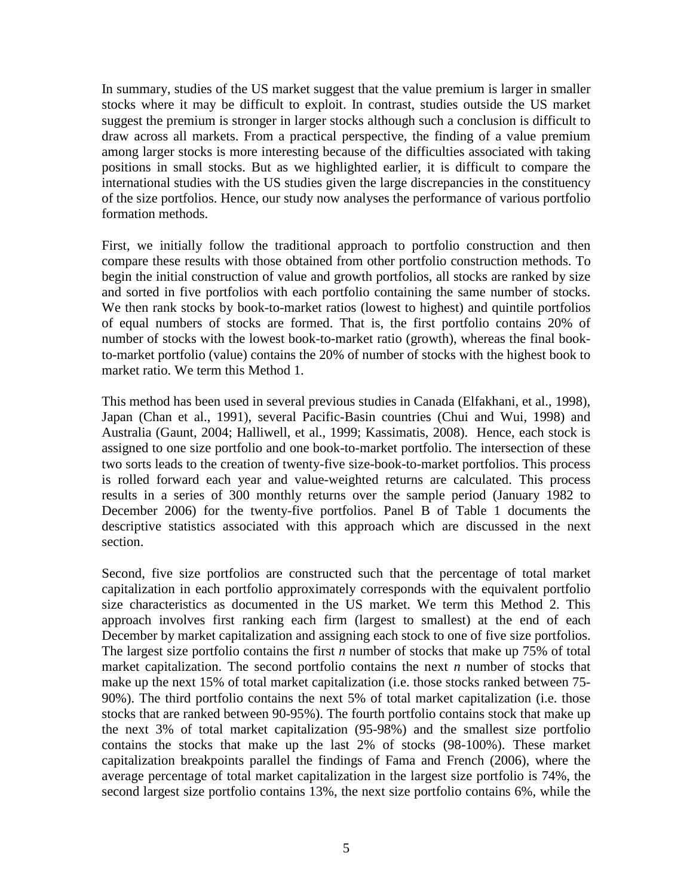In summary, studies of the US market suggest that the value premium is larger in smaller stocks where it may be difficult to exploit. In contrast, studies outside the US market suggest the premium is stronger in larger stocks although such a conclusion is difficult to draw across all markets. From a practical perspective, the finding of a value premium among larger stocks is more interesting because of the difficulties associated with taking positions in small stocks. But as we highlighted earlier, it is difficult to compare the international studies with the US studies given the large discrepancies in the constituency of the size portfolios. Hence, our study now analyses the performance of various portfolio formation methods.

First, we initially follow the traditional approach to portfolio construction and then compare these results with those obtained from other portfolio construction methods. To begin the initial construction of value and growth portfolios, all stocks are ranked by size and sorted in five portfolios with each portfolio containing the same number of stocks. We then rank stocks by book-to-market ratios (lowest to highest) and quintile portfolios of equal numbers of stocks are formed. That is, the first portfolio contains 20% of number of stocks with the lowest book-to-market ratio (growth), whereas the final book-to-market portfolio (value) contains the 20% of number of stocks with the highest book to market ratio. We term this Method 1.

This method has been used in several previous studies in Canada (Elfakhani, et al., 1998), Japan (Chan et al., 1991), several Pacific-Basin countries (Chui and Wui, 1998) and Australia (Gaunt, 2004; Halliwell, et al., 1999; Kassimatis, 2008). Hence, each stock is assigned to one size portfolio and one book-to-market portfolio. The intersection of these two sorts leads to the creation of twenty-five size-book-to-market portfolios. This process is rolled forward each year and value-weighted returns are calculated. This process results in a series of 300 monthly returns over the sample period (January 1982 to December 2006) for the twenty-five portfolios. Panel B of Table 1 documents the descriptive statistics associated with this approach which are discussed in the next section.

Second, five size portfolios are constructed such that the percentage of total market capitalization in each portfolio approximately corresponds with the equivalent portfolio size characteristics as documented in the US market. We term this Method 2. This approach involves first ranking each firm (largest to smallest) at the end of each December by market capitalization and assigning each stock to one of five size portfolios. The largest size portfolio contains the first *n* number of stocks that make up 75% of total market capitalization. The second portfolio contains the next *n* number of stocks that make up the next 15% of total market capitalization (i.e. those stocks ranked between 75-90%). The third portfolio contains the next 5% of total market capitalization (i.e. those stocks that are ranked between 90-95%). The fourth portfolio contains stock that make up the next 3% of total market capitalization (95-98%) and the smallest size portfolio contains the stocks that make up the last 2% of stocks (98-100%). These market capitalization breakpoints parallel the findings of Fama and French (2006), where the average percentage of total market capitalization in the largest size portfolio is 74%, the second largest size portfolio contains 13%, the next size portfolio contains 6%, while the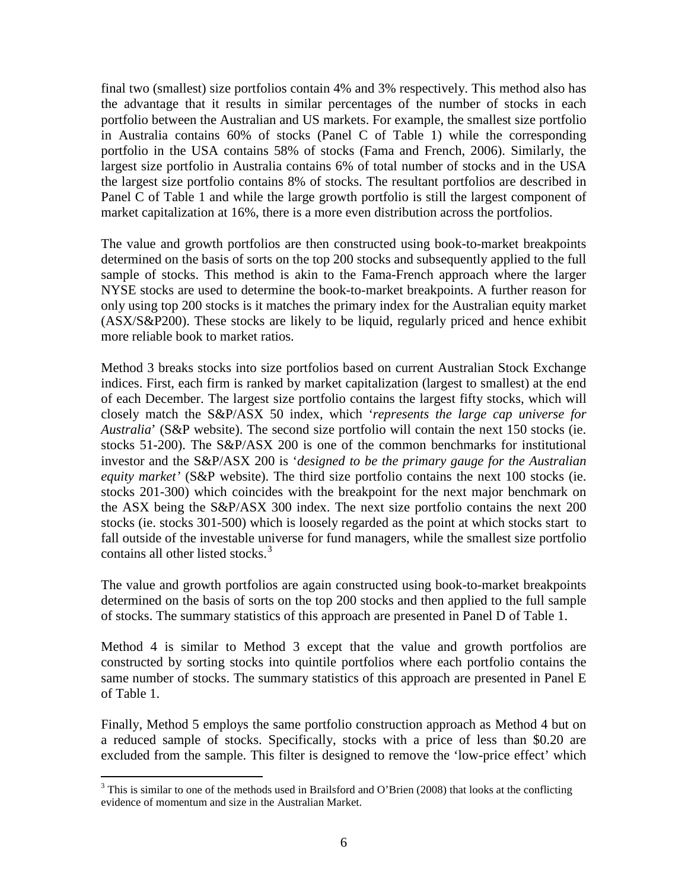final two (smallest) size portfolios contain 4% and 3% respectively. This method also has the advantage that it results in similar percentages of the number of stocks in each portfolio between the Australian and US markets. For example, the smallest size portfolio in Australia contains 60% of stocks (Panel C of Table 1) while the corresponding portfolio in the USA contains 58% of stocks (Fama and French, 2006). Similarly, the largest size portfolio in Australia contains 6% of total number of stocks and in the USA the largest size portfolio contains 8% of stocks. The resultant portfolios are described in Panel C of Table 1 and while the large growth portfolio is still the largest component of market capitalization at 16%, there is a more even distribution across the portfolios.

The value and growth portfolios are then constructed using book-to-market breakpoints determined on the basis of sorts on the top 200 stocks and subsequently applied to the full sample of stocks. This method is akin to the Fama-French approach where the larger NYSE stocks are used to determine the book-to-market breakpoints. A further reason for only using top 200 stocks is it matches the primary index for the Australian equity market (ASX/S&P200). These stocks are likely to be liquid, regularly priced and hence exhibit more reliable book to market ratios.

Method 3 breaks stocks into size portfolios based on current Australian Stock Exchange indices. First, each firm is ranked by market capitalization (largest to smallest) at the end of each December. The largest size portfolio contains the largest fifty stocks, which will closely match the S&P/ASX 50 index, which '*represents the large cap universe for Australia*' (S&P website). The second size portfolio will contain the next 150 stocks (ie. stocks 51-200). The S&P/ASX 200 is one of the common benchmarks for institutional investor and the S&P/ASX 200 is '*designed to be the primary gauge for the Australian equity market'* (S&P website). The third size portfolio contains the next 100 stocks (ie. stocks 201-300) which coincides with the breakpoint for the next major benchmark on the ASX being the S&P/ASX 300 index. The next size portfolio contains the next 200 stocks (ie. stocks 301-500) which is loosely regarded as the point at which stocks start to fall outside of the investable universe for fund managers, while the smallest size portfolio contains all other listed stocks.[3]

The value and growth portfolios are again constructed using book-to-market breakpoints determined on the basis of sorts on the top 200 stocks and then applied to the full sample of stocks. The summary statistics of this approach are presented in Panel D of Table 1.

Method 4 is similar to Method 3 except that the value and growth portfolios are constructed by sorting stocks into quintile portfolios where each portfolio contains the same number of stocks. The summary statistics of this approach are presented in Panel E of Table 1.

Finally, Method 5 employs the same portfolio construction approach as Method 4 but on a reduced sample of stocks. Specifically, stocks with a price of less than \$0.20 are excluded from the sample. This filter is designed to remove the 'low-price effect' which

[3] This is similar to one of the methods used in Brailsford and O'Brien (2008) that looks at the conflicting evidence of momentum and size in the Australian Market.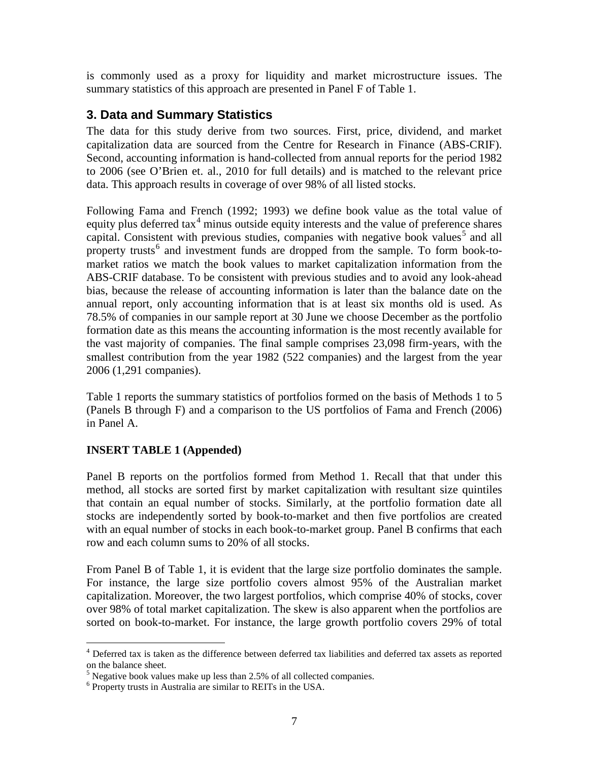is commonly used as a proxy for liquidity and market microstructure issues. The summary statistics of this approach are presented in Panel F of Table 1.

## 3. Data and Summary Statistics

The data for this study derive from two sources. First, price, dividend, and market capitalization data are sourced from the Centre for Research in Finance (ABS-CRIF). Second, accounting information is hand-collected from annual reports for the period 1982 to 2006 (see O'Brien et. al., 2010 for full details) and is matched to the relevant price data. This approach results in coverage of over 98% of all listed stocks.

Following Fama and French (1992; 1993) we define book value as the total value of equity plus deferred tax[4] minus outside equity interests and the value of preference shares capital. Consistent with previous studies, companies with negative book values[5] and all property trusts[6] and investment funds are dropped from the sample. To form book-to-market ratios we match the book values to market capitalization information from the ABS-CRIF database. To be consistent with previous studies and to avoid any look-ahead bias, because the release of accounting information is later than the balance date on the annual report, only accounting information that is at least six months old is used. As 78.5% of companies in our sample report at 30 June we choose December as the portfolio formation date as this means the accounting information is the most recently available for the vast majority of companies. The final sample comprises 23,098 firm-years, with the smallest contribution from the year 1982 (522 companies) and the largest from the year 2006 (1,291 companies).

Table 1 reports the summary statistics of portfolios formed on the basis of Methods 1 to 5 (Panels B through F) and a comparison to the US portfolios of Fama and French (2006) in Panel A.

**INSERT TABLE 1 (Appended)**

Panel B reports on the portfolios formed from Method 1. Recall that that under this method, all stocks are sorted first by market capitalization with resultant size quintiles that contain an equal number of stocks. Similarly, at the portfolio formation date all stocks are independently sorted by book-to-market and then five portfolios are created with an equal number of stocks in each book-to-market group. Panel B confirms that each row and each column sums to 20% of all stocks.

From Panel B of Table 1, it is evident that the large size portfolio dominates the sample. For instance, the large size portfolio covers almost 95% of the Australian market capitalization. Moreover, the two largest portfolios, which comprise 40% of stocks, cover over 98% of total market capitalization. The skew is also apparent when the portfolios are sorted on book-to-market. For instance, the large growth portfolio covers 29% of total

[4] Deferred tax is taken as the difference between deferred tax liabilities and deferred tax assets as reported on the balance sheet.

[5] Negative book values make up less than 2.5% of all collected companies.

[6] Property trusts in Australia are similar to REITs in the USA.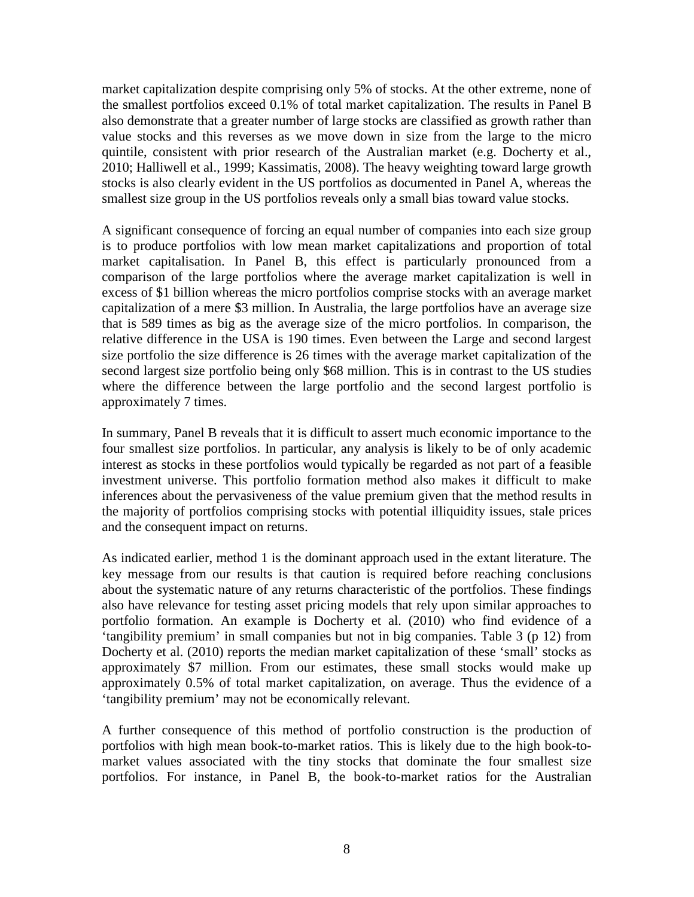market capitalization despite comprising only 5% of stocks. At the other extreme, none of the smallest portfolios exceed 0.1% of total market capitalization. The results in Panel B also demonstrate that a greater number of large stocks are classified as growth rather than value stocks and this reverses as we move down in size from the large to the micro quintile, consistent with prior research of the Australian market (e.g. Docherty et al., 2010; Halliwell et al., 1999; Kassimatis, 2008). The heavy weighting toward large growth stocks is also clearly evident in the US portfolios as documented in Panel A, whereas the smallest size group in the US portfolios reveals only a small bias toward value stocks.

A significant consequence of forcing an equal number of companies into each size group is to produce portfolios with low mean market capitalizations and proportion of total market capitalisation. In Panel B, this effect is particularly pronounced from a comparison of the large portfolios where the average market capitalization is well in excess of $1 billion whereas the micro portfolios comprise stocks with an average market capitalization of a mere $3 million. In Australia, the large portfolios have an average size that is 589 times as big as the average size of the micro portfolios. In comparison, the relative difference in the USA is 190 times. Even between the Large and second largest size portfolio the size difference is 26 times with the average market capitalization of the second largest size portfolio being only $68 million. This is in contrast to the US studies where the difference between the large portfolio and the second largest portfolio is approximately 7 times.

In summary, Panel B reveals that it is difficult to assert much economic importance to the four smallest size portfolios. In particular, any analysis is likely to be of only academic interest as stocks in these portfolios would typically be regarded as not part of a feasible investment universe. This portfolio formation method also makes it difficult to make inferences about the pervasiveness of the value premium given that the method results in the majority of portfolios comprising stocks with potential illiquidity issues, stale prices and the consequent impact on returns.

As indicated earlier, method 1 is the dominant approach used in the extant literature. The key message from our results is that caution is required before reaching conclusions about the systematic nature of any returns characteristic of the portfolios. These findings also have relevance for testing asset pricing models that rely upon similar approaches to portfolio formation. An example is Docherty et al. (2010) who find evidence of a 'tangibility premium' in small companies but not in big companies. Table 3 (p 12) from Docherty et al. (2010) reports the median market capitalization of these 'small' stocks as approximately $7 million. From our estimates, these small stocks would make up approximately 0.5% of total market capitalization, on average. Thus the evidence of a 'tangibility premium' may not be economically relevant.

A further consequence of this method of portfolio construction is the production of portfolios with high mean book-to-market ratios. This is likely due to the high book-to-market values associated with the tiny stocks that dominate the four smallest size portfolios. For instance, in Panel B, the book-to-market ratios for the Australian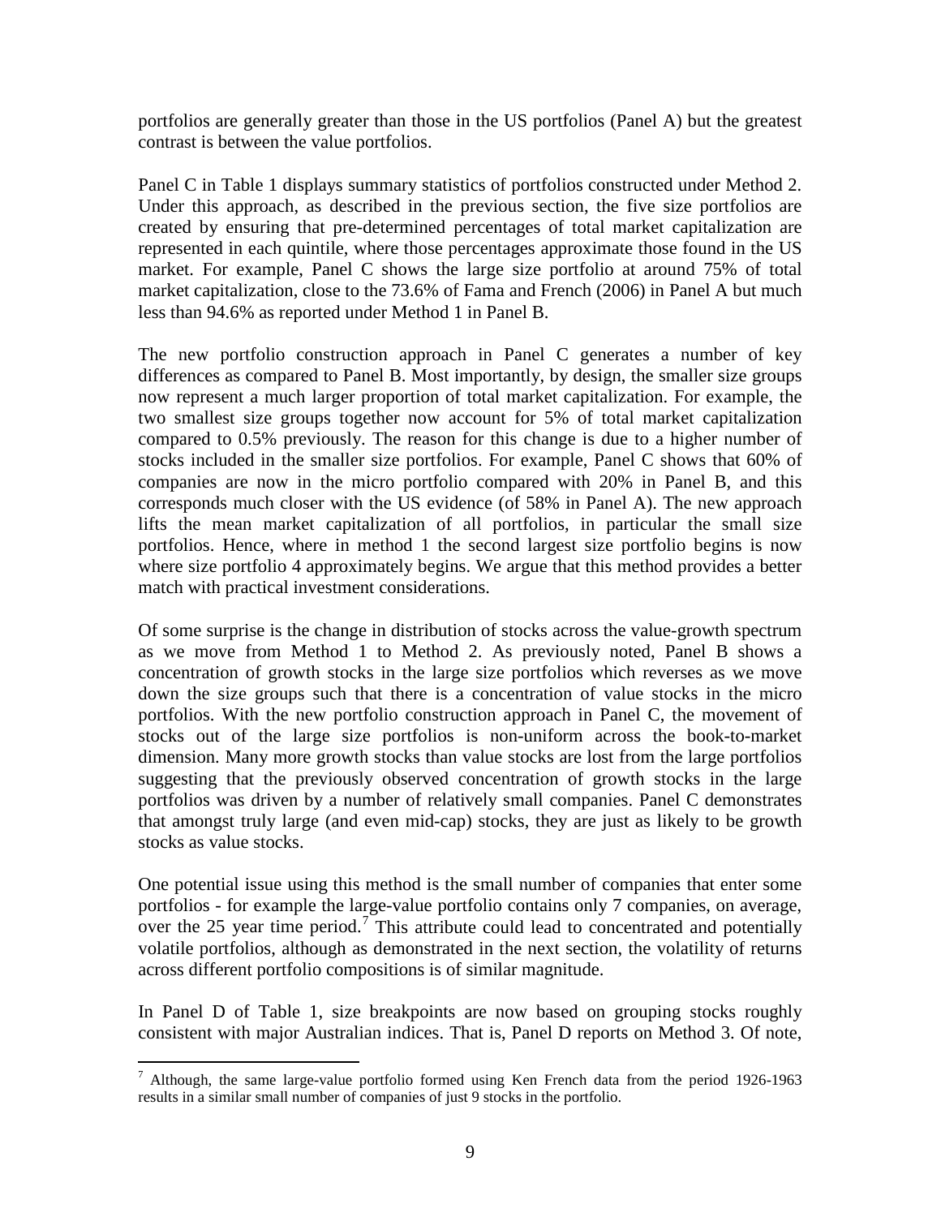portfolios are generally greater than those in the US portfolios (Panel A) but the greatest contrast is between the value portfolios.

Panel C in Table 1 displays summary statistics of portfolios constructed under Method 2. Under this approach, as described in the previous section, the five size portfolios are created by ensuring that pre-determined percentages of total market capitalization are represented in each quintile, where those percentages approximate those found in the US market. For example, Panel C shows the large size portfolio at around 75% of total market capitalization, close to the 73.6% of Fama and French (2006) in Panel A but much less than 94.6% as reported under Method 1 in Panel B.

The new portfolio construction approach in Panel C generates a number of key differences as compared to Panel B. Most importantly, by design, the smaller size groups now represent a much larger proportion of total market capitalization. For example, the two smallest size groups together now account for 5% of total market capitalization compared to 0.5% previously. The reason for this change is due to a higher number of stocks included in the smaller size portfolios. For example, Panel C shows that 60% of companies are now in the micro portfolio compared with 20% in Panel B, and this corresponds much closer with the US evidence (of 58% in Panel A). The new approach lifts the mean market capitalization of all portfolios, in particular the small size portfolios. Hence, where in method 1 the second largest size portfolio begins is now where size portfolio 4 approximately begins. We argue that this method provides a better match with practical investment considerations.

Of some surprise is the change in distribution of stocks across the value-growth spectrum as we move from Method 1 to Method 2. As previously noted, Panel B shows a concentration of growth stocks in the large size portfolios which reverses as we move down the size groups such that there is a concentration of value stocks in the micro portfolios. With the new portfolio construction approach in Panel C, the movement of stocks out of the large size portfolios is non-uniform across the book-to-market dimension. Many more growth stocks than value stocks are lost from the large portfolios suggesting that the previously observed concentration of growth stocks in the large portfolios was driven by a number of relatively small companies. Panel C demonstrates that amongst truly large (and even mid-cap) stocks, they are just as likely to be growth stocks as value stocks.

One potential issue using this method is the small number of companies that enter some portfolios - for example the large-value portfolio contains only 7 companies, on average, over the 25 year time period.[7] This attribute could lead to concentrated and potentially volatile portfolios, although as demonstrated in the next section, the volatility of returns across different portfolio compositions is of similar magnitude.

In Panel D of Table 1, size breakpoints are now based on grouping stocks roughly consistent with major Australian indices. That is, Panel D reports on Method 3. Of note,

[7] Although, the same large-value portfolio formed using Ken French data from the period 1926-1963 results in a similar small number of companies of just 9 stocks in the portfolio.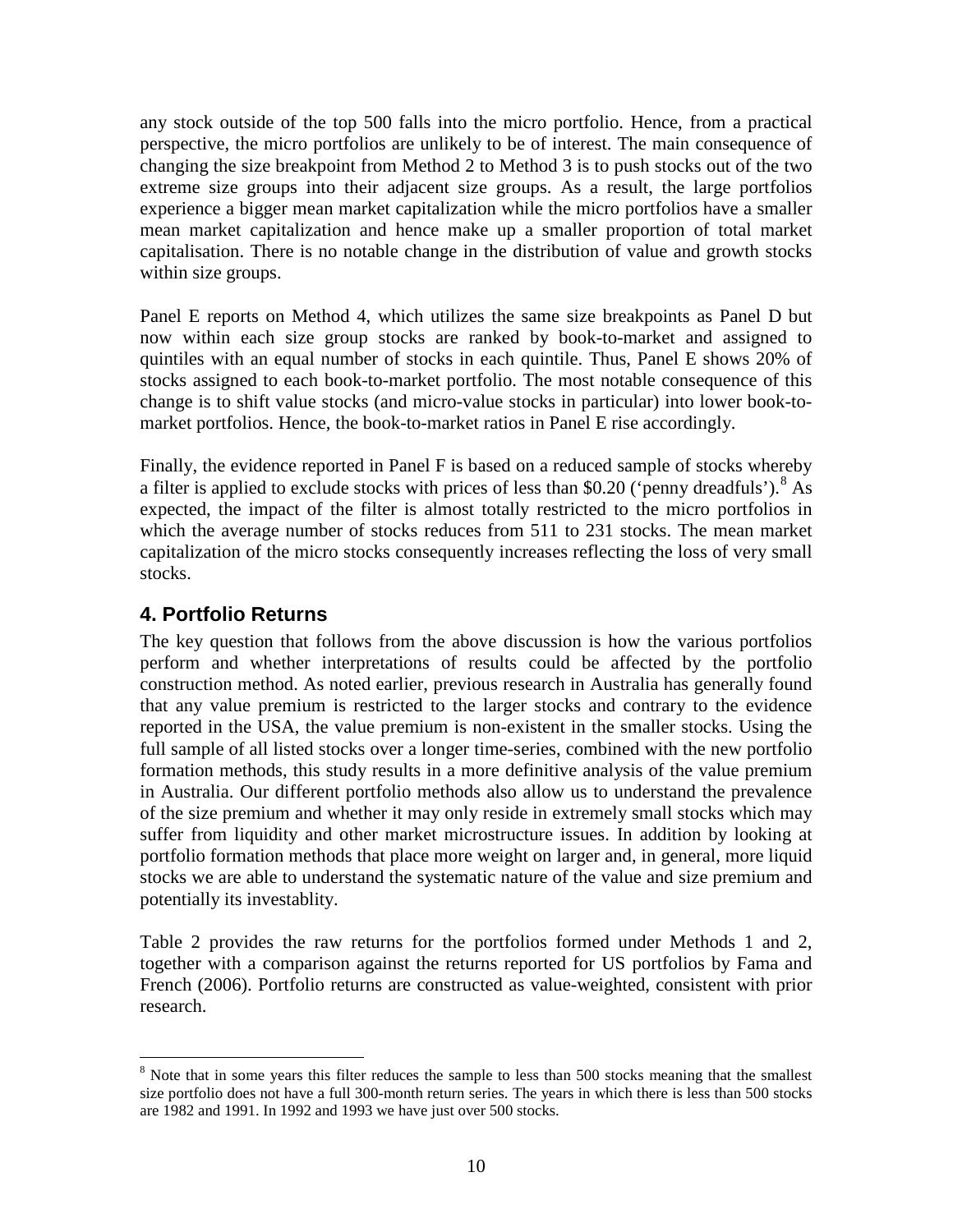any stock outside of the top 500 falls into the micro portfolio. Hence, from a practical perspective, the micro portfolios are unlikely to be of interest. The main consequence of changing the size breakpoint from Method 2 to Method 3 is to push stocks out of the two extreme size groups into their adjacent size groups. As a result, the large portfolios experience a bigger mean market capitalization while the micro portfolios have a smaller mean market capitalization and hence make up a smaller proportion of total market capitalisation. There is no notable change in the distribution of value and growth stocks within size groups.

Panel E reports on Method 4, which utilizes the same size breakpoints as Panel D but now within each size group stocks are ranked by book-to-market and assigned to quintiles with an equal number of stocks in each quintile. Thus, Panel E shows 20% of stocks assigned to each book-to-market portfolio. The most notable consequence of this change is to shift value stocks (and micro-value stocks in particular) into lower book-to-market portfolios. Hence, the book-to-market ratios in Panel E rise accordingly.

Finally, the evidence reported in Panel F is based on a reduced sample of stocks whereby a filter is applied to exclude stocks with prices of less than $0.20 ('penny dreadfuls').[8] As expected, the impact of the filter is almost totally restricted to the micro portfolios in which the average number of stocks reduces from 511 to 231 stocks. The mean market capitalization of the micro stocks consequently increases reflecting the loss of very small stocks.

## 4. Portfolio Returns

The key question that follows from the above discussion is how the various portfolios perform and whether interpretations of results could be affected by the portfolio construction method. As noted earlier, previous research in Australia has generally found that any value premium is restricted to the larger stocks and contrary to the evidence reported in the USA, the value premium is non-existent in the smaller stocks. Using the full sample of all listed stocks over a longer time-series, combined with the new portfolio formation methods, this study results in a more definitive analysis of the value premium in Australia. Our different portfolio methods also allow us to understand the prevalence of the size premium and whether it may only reside in extremely small stocks which may suffer from liquidity and other market microstructure issues. In addition by looking at portfolio formation methods that place more weight on larger and, in general, more liquid stocks we are able to understand the systematic nature of the value and size premium and potentially its investablity.

Table 2 provides the raw returns for the portfolios formed under Methods 1 and 2, together with a comparison against the returns reported for US portfolios by Fama and French (2006). Portfolio returns are constructed as value-weighted, consistent with prior research.

[8] Note that in some years this filter reduces the sample to less than 500 stocks meaning that the smallest size portfolio does not have a full 300-month return series. The years in which there is less than 500 stocks are 1982 and 1991. In 1992 and 1993 we have just over 500 stocks.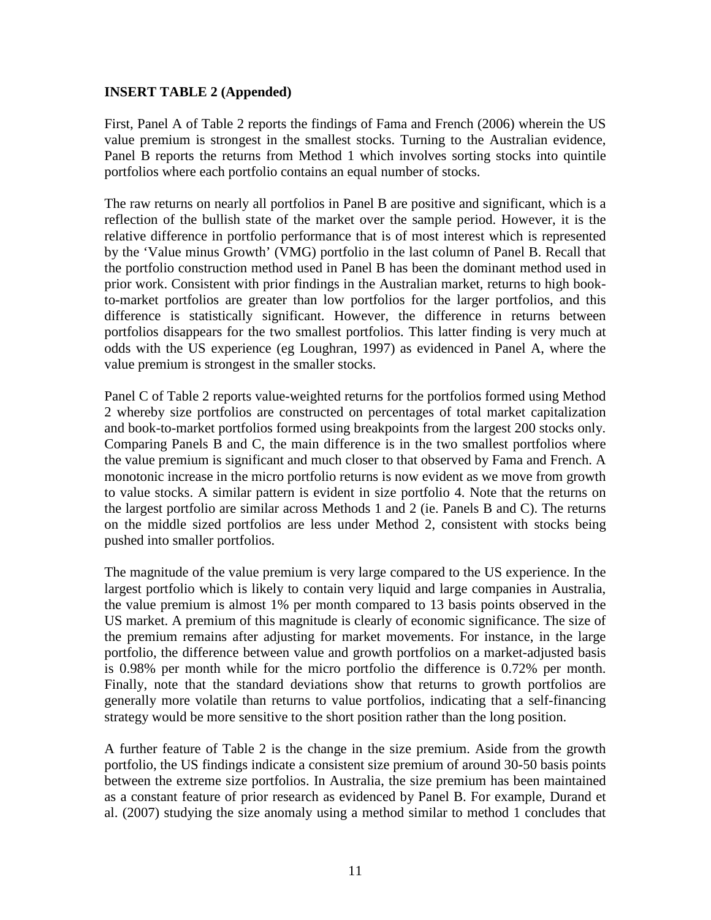**INSERT TABLE 2 (Appended)**

First, Panel A of Table 2 reports the findings of Fama and French (2006) wherein the US value premium is strongest in the smallest stocks. Turning to the Australian evidence, Panel B reports the returns from Method 1 which involves sorting stocks into quintile portfolios where each portfolio contains an equal number of stocks.

The raw returns on nearly all portfolios in Panel B are positive and significant, which is a reflection of the bullish state of the market over the sample period. However, it is the relative difference in portfolio performance that is of most interest which is represented by the 'Value minus Growth' (VMG) portfolio in the last column of Panel B. Recall that the portfolio construction method used in Panel B has been the dominant method used in prior work. Consistent with prior findings in the Australian market, returns to high book-to-market portfolios are greater than low portfolios for the larger portfolios, and this difference is statistically significant. However, the difference in returns between portfolios disappears for the two smallest portfolios. This latter finding is very much at odds with the US experience (eg Loughran, 1997) as evidenced in Panel A, where the value premium is strongest in the smaller stocks.

Panel C of Table 2 reports value-weighted returns for the portfolios formed using Method 2 whereby size portfolios are constructed on percentages of total market capitalization and book-to-market portfolios formed using breakpoints from the largest 200 stocks only. Comparing Panels B and C, the main difference is in the two smallest portfolios where the value premium is significant and much closer to that observed by Fama and French. A monotonic increase in the micro portfolio returns is now evident as we move from growth to value stocks. A similar pattern is evident in size portfolio 4. Note that the returns on the largest portfolio are similar across Methods 1 and 2 (ie. Panels B and C). The returns on the middle sized portfolios are less under Method 2, consistent with stocks being pushed into smaller portfolios.

The magnitude of the value premium is very large compared to the US experience. In the largest portfolio which is likely to contain very liquid and large companies in Australia, the value premium is almost 1% per month compared to 13 basis points observed in the US market. A premium of this magnitude is clearly of economic significance. The size of the premium remains after adjusting for market movements. For instance, in the large portfolio, the difference between value and growth portfolios on a market-adjusted basis is 0.98% per month while for the micro portfolio the difference is 0.72% per month. Finally, note that the standard deviations show that returns to growth portfolios are generally more volatile than returns to value portfolios, indicating that a self-financing strategy would be more sensitive to the short position rather than the long position.

A further feature of Table 2 is the change in the size premium. Aside from the growth portfolio, the US findings indicate a consistent size premium of around 30-50 basis points between the extreme size portfolios. In Australia, the size premium has been maintained as a constant feature of prior research as evidenced by Panel B. For example, Durand et al. (2007) studying the size anomaly using a method similar to method 1 concludes that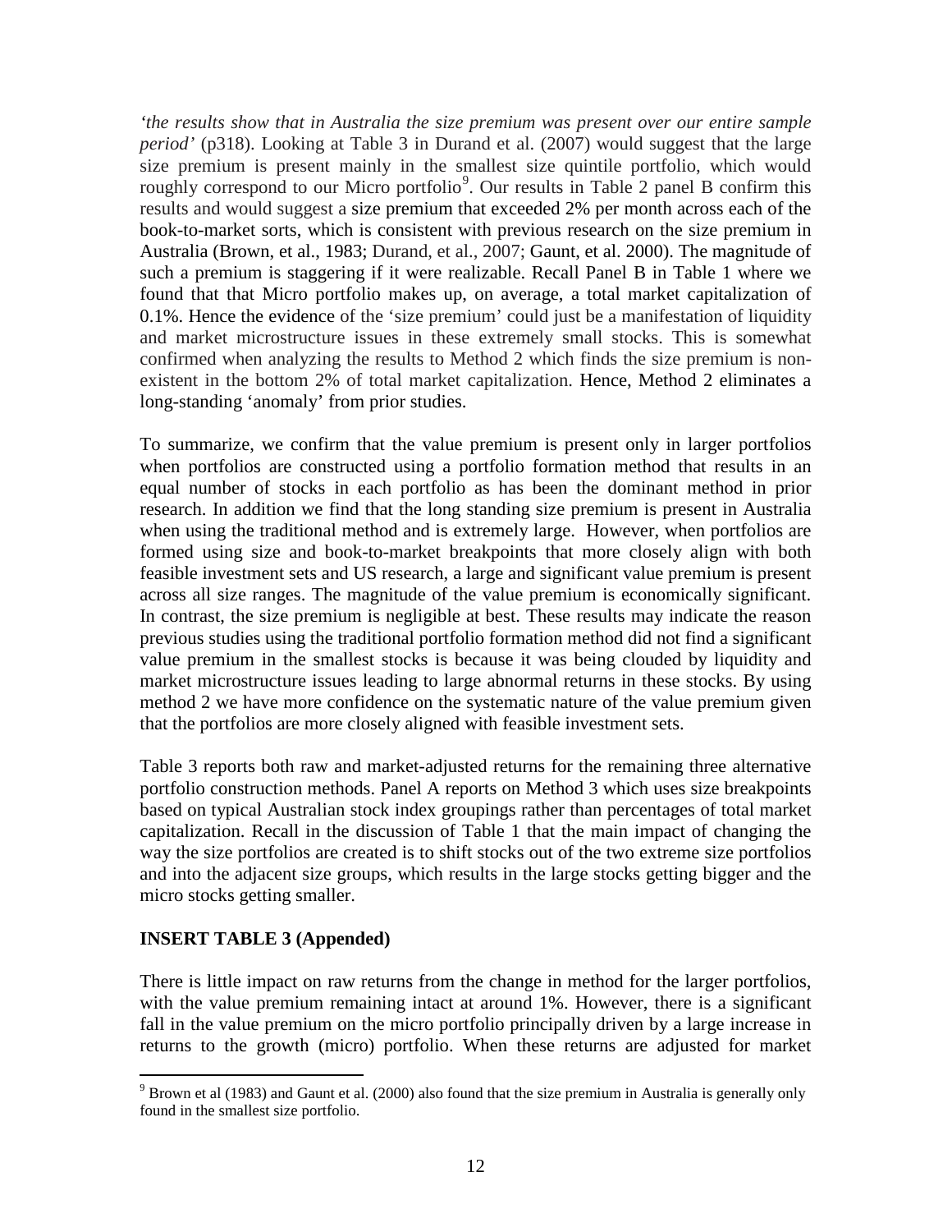*'the results show that in Australia the size premium was present over our entire sample period'* (p318). Looking at Table 3 in Durand et al. (2007) would suggest that the large size premium is present mainly in the smallest size quintile portfolio, which would roughly correspond to our Micro portfolio[9]. Our results in Table 2 panel B confirm this results and would suggest a size premium that exceeded 2% per month across each of the book-to-market sorts, which is consistent with previous research on the size premium in Australia (Brown, et al., 1983; Durand, et al., 2007; Gaunt, et al. 2000). The magnitude of such a premium is staggering if it were realizable. Recall Panel B in Table 1 where we found that that Micro portfolio makes up, on average, a total market capitalization of 0.1%. Hence the evidence of the 'size premium' could just be a manifestation of liquidity and market microstructure issues in these extremely small stocks. This is somewhat confirmed when analyzing the results to Method 2 which finds the size premium is non-existent in the bottom 2% of total market capitalization. Hence, Method 2 eliminates a long-standing 'anomaly' from prior studies.

To summarize, we confirm that the value premium is present only in larger portfolios when portfolios are constructed using a portfolio formation method that results in an equal number of stocks in each portfolio as has been the dominant method in prior research. In addition we find that the long standing size premium is present in Australia when using the traditional method and is extremely large. However, when portfolios are formed using size and book-to-market breakpoints that more closely align with both feasible investment sets and US research, a large and significant value premium is present across all size ranges. The magnitude of the value premium is economically significant. In contrast, the size premium is negligible at best. These results may indicate the reason previous studies using the traditional portfolio formation method did not find a significant value premium in the smallest stocks is because it was being clouded by liquidity and market microstructure issues leading to large abnormal returns in these stocks. By using method 2 we have more confidence on the systematic nature of the value premium given that the portfolios are more closely aligned with feasible investment sets.

Table 3 reports both raw and market-adjusted returns for the remaining three alternative portfolio construction methods. Panel A reports on Method 3 which uses size breakpoints based on typical Australian stock index groupings rather than percentages of total market capitalization. Recall in the discussion of Table 1 that the main impact of changing the way the size portfolios are created is to shift stocks out of the two extreme size portfolios and into the adjacent size groups, which results in the large stocks getting bigger and the micro stocks getting smaller.

**INSERT TABLE 3 (Appended)**

There is little impact on raw returns from the change in method for the larger portfolios, with the value premium remaining intact at around 1%. However, there is a significant fall in the value premium on the micro portfolio principally driven by a large increase in returns to the growth (micro) portfolio. When these returns are adjusted for market

[9] Brown et al (1983) and Gaunt et al. (2000) also found that the size premium in Australia is generally only found in the smallest size portfolio.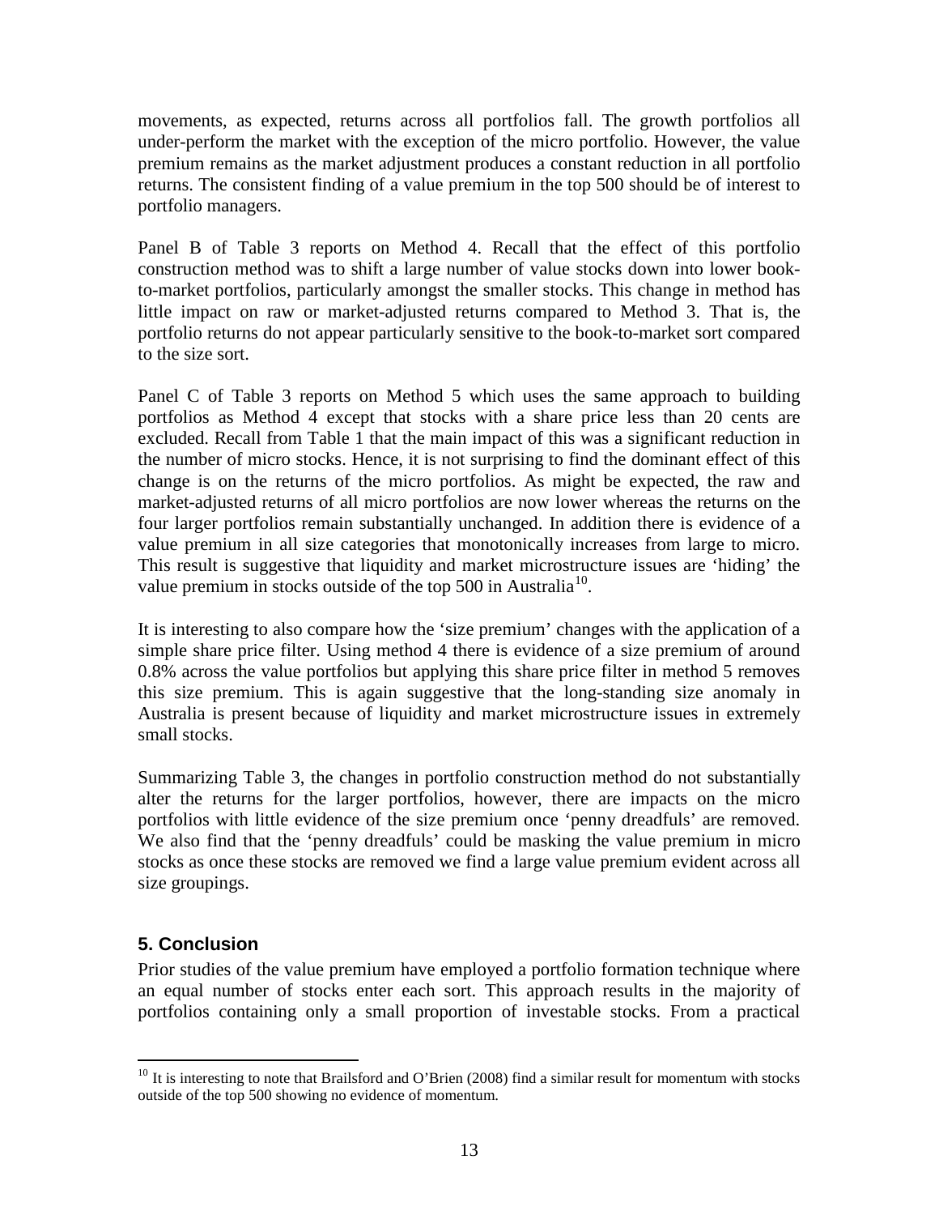movements, as expected, returns across all portfolios fall. The growth portfolios all under-perform the market with the exception of the micro portfolio. However, the value premium remains as the market adjustment produces a constant reduction in all portfolio returns. The consistent finding of a value premium in the top 500 should be of interest to portfolio managers.

Panel B of Table 3 reports on Method 4. Recall that the effect of this portfolio construction method was to shift a large number of value stocks down into lower book-to-market portfolios, particularly amongst the smaller stocks. This change in method has little impact on raw or market-adjusted returns compared to Method 3. That is, the portfolio returns do not appear particularly sensitive to the book-to-market sort compared to the size sort.

Panel C of Table 3 reports on Method 5 which uses the same approach to building portfolios as Method 4 except that stocks with a share price less than 20 cents are excluded. Recall from Table 1 that the main impact of this was a significant reduction in the number of micro stocks. Hence, it is not surprising to find the dominant effect of this change is on the returns of the micro portfolios. As might be expected, the raw and market-adjusted returns of all micro portfolios are now lower whereas the returns on the four larger portfolios remain substantially unchanged. In addition there is evidence of a value premium in all size categories that monotonically increases from large to micro. This result is suggestive that liquidity and market microstructure issues are 'hiding' the value premium in stocks outside of the top 500 in Australia[10].

It is interesting to also compare how the 'size premium' changes with the application of a simple share price filter. Using method 4 there is evidence of a size premium of around 0.8% across the value portfolios but applying this share price filter in method 5 removes this size premium. This is again suggestive that the long-standing size anomaly in Australia is present because of liquidity and market microstructure issues in extremely small stocks.

Summarizing Table 3, the changes in portfolio construction method do not substantially alter the returns for the larger portfolios, however, there are impacts on the micro portfolios with little evidence of the size premium once 'penny dreadfuls' are removed. We also find that the 'penny dreadfuls' could be masking the value premium in micro stocks as once these stocks are removed we find a large value premium evident across all size groupings.

## 5. Conclusion

Prior studies of the value premium have employed a portfolio formation technique where an equal number of stocks enter each sort. This approach results in the majority of portfolios containing only a small proportion of investable stocks. From a practical

[10] It is interesting to note that Brailsford and O'Brien (2008) find a similar result for momentum with stocks outside of the top 500 showing no evidence of momentum.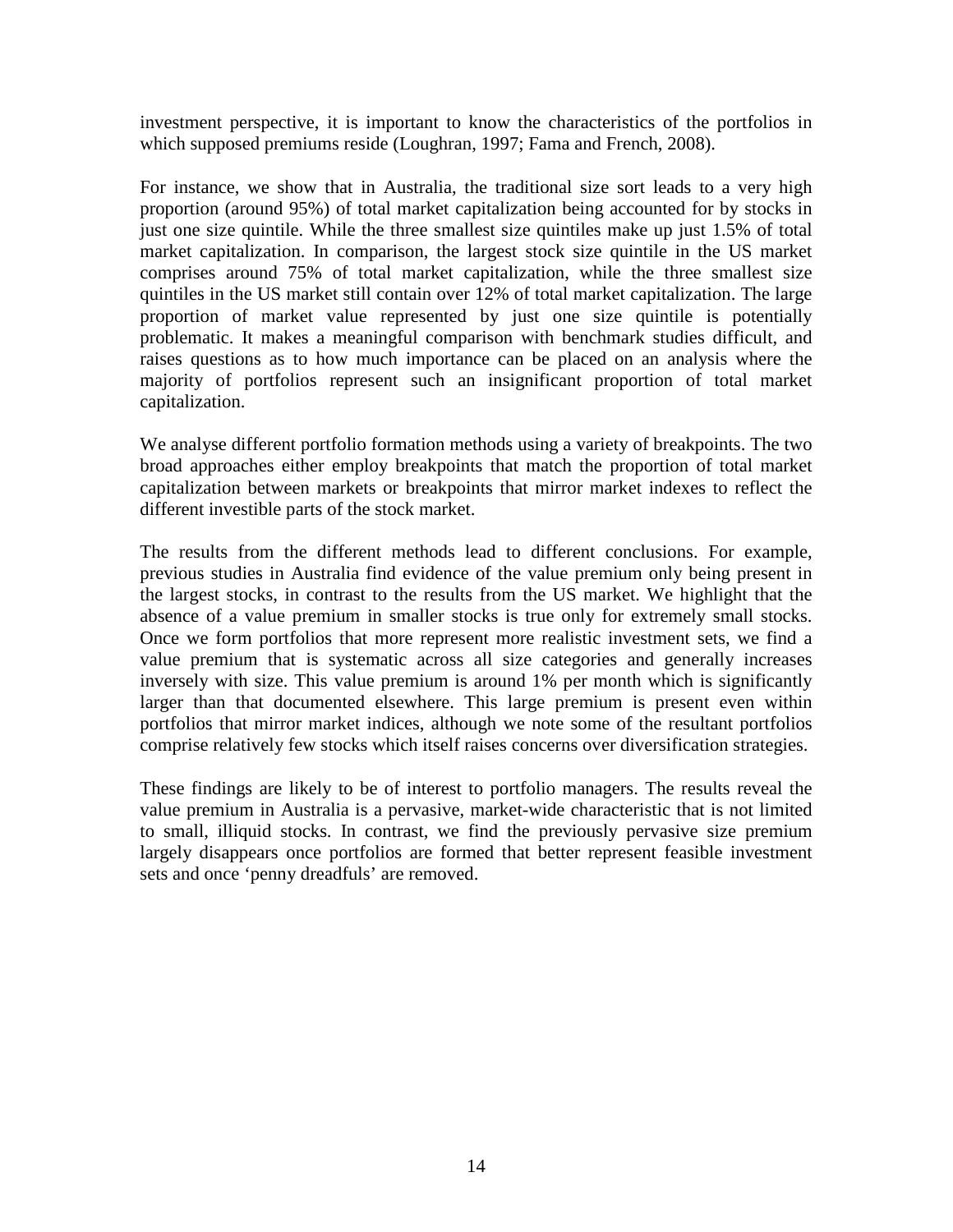investment perspective, it is important to know the characteristics of the portfolios in which supposed premiums reside (Loughran, 1997; Fama and French, 2008).

For instance, we show that in Australia, the traditional size sort leads to a very high proportion (around 95%) of total market capitalization being accounted for by stocks in just one size quintile. While the three smallest size quintiles make up just 1.5% of total market capitalization. In comparison, the largest stock size quintile in the US market comprises around 75% of total market capitalization, while the three smallest size quintiles in the US market still contain over 12% of total market capitalization. The large proportion of market value represented by just one size quintile is potentially problematic. It makes a meaningful comparison with benchmark studies difficult, and raises questions as to how much importance can be placed on an analysis where the majority of portfolios represent such an insignificant proportion of total market capitalization.

We analyse different portfolio formation methods using a variety of breakpoints. The two broad approaches either employ breakpoints that match the proportion of total market capitalization between markets or breakpoints that mirror market indexes to reflect the different investible parts of the stock market.

The results from the different methods lead to different conclusions. For example, previous studies in Australia find evidence of the value premium only being present in the largest stocks, in contrast to the results from the US market. We highlight that the absence of a value premium in smaller stocks is true only for extremely small stocks. Once we form portfolios that more represent more realistic investment sets, we find a value premium that is systematic across all size categories and generally increases inversely with size. This value premium is around 1% per month which is significantly larger than that documented elsewhere. This large premium is present even within portfolios that mirror market indices, although we note some of the resultant portfolios comprise relatively few stocks which itself raises concerns over diversification strategies.

These findings are likely to be of interest to portfolio managers. The results reveal the value premium in Australia is a pervasive, market-wide characteristic that is not limited to small, illiquid stocks. In contrast, we find the previously pervasive size premium largely disappears once portfolios are formed that better represent feasible investment sets and once ‘penny dreadfuls’ are removed.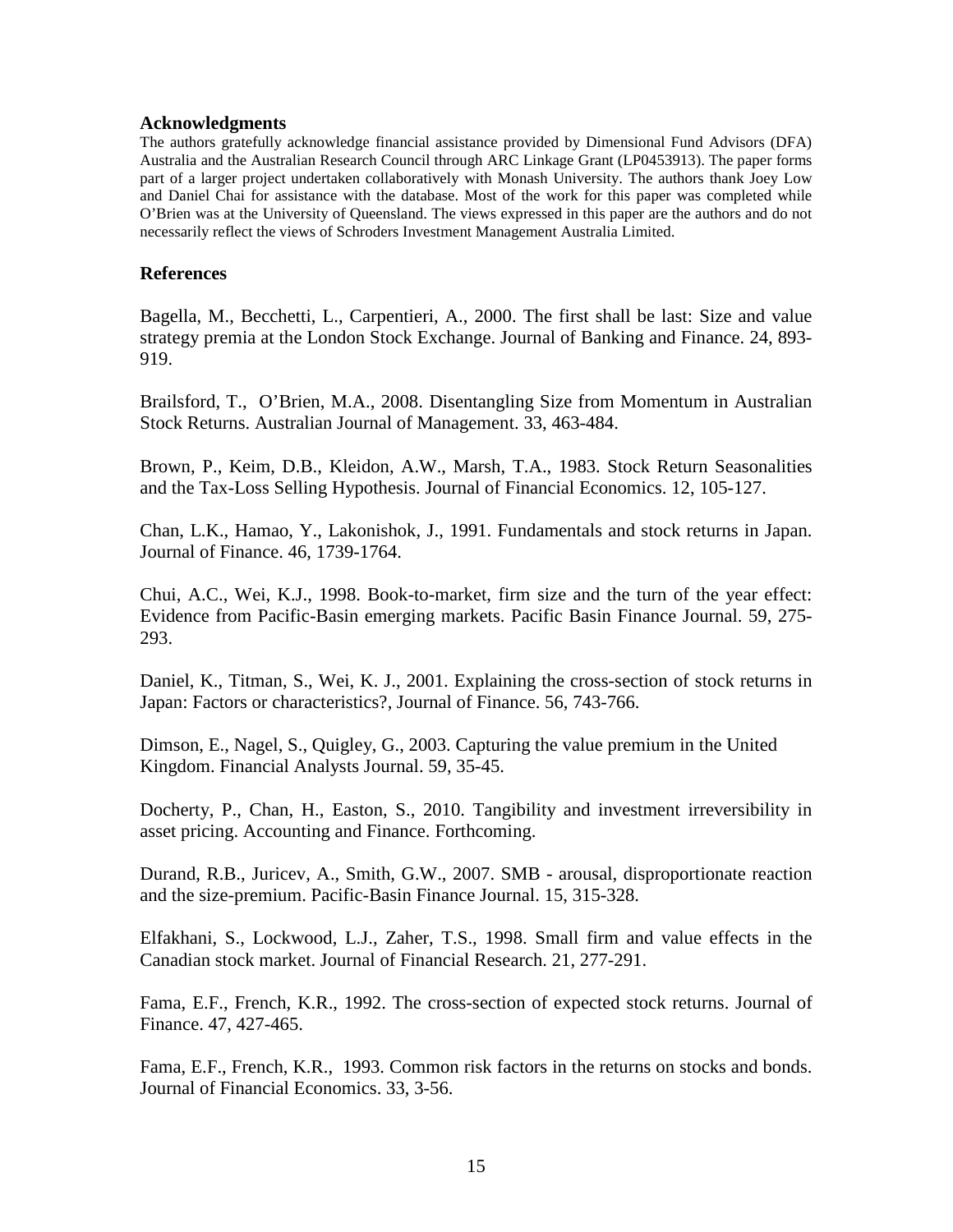## Acknowledgments

The authors gratefully acknowledge financial assistance provided by Dimensional Fund Advisors (DFA) Australia and the Australian Research Council through ARC Linkage Grant (LP0453913). The paper forms part of a larger project undertaken collaboratively with Monash University. The authors thank Joey Low and Daniel Chai for assistance with the database. Most of the work for this paper was completed while O'Brien was at the University of Queensland. The views expressed in this paper are the authors and do not necessarily reflect the views of Schroders Investment Management Australia Limited.

## References

Bagella, M., Becchetti, L., Carpentieri, A., 2000. The first shall be last: Size and value strategy premia at the London Stock Exchange. Journal of Banking and Finance. 24, 893-919.

Brailsford, T., O'Brien, M.A., 2008. Disentangling Size from Momentum in Australian Stock Returns. Australian Journal of Management. 33, 463-484.

Brown, P., Keim, D.B., Kleidon, A.W., Marsh, T.A., 1983. Stock Return Seasonalities and the Tax-Loss Selling Hypothesis. Journal of Financial Economics. 12, 105-127.

Chan, L.K., Hamao, Y., Lakonishok, J., 1991. Fundamentals and stock returns in Japan. Journal of Finance. 46, 1739-1764.

Chui, A.C., Wei, K.J., 1998. Book-to-market, firm size and the turn of the year effect: Evidence from Pacific-Basin emerging markets. Pacific Basin Finance Journal. 59, 275-293.

Daniel, K., Titman, S., Wei, K. J., 2001. Explaining the cross-section of stock returns in Japan: Factors or characteristics?, Journal of Finance. 56, 743-766.

Dimson, E., Nagel, S., Quigley, G., 2003. Capturing the value premium in the United Kingdom. Financial Analysts Journal. 59, 35-45.

Docherty, P., Chan, H., Easton, S., 2010. Tangibility and investment irreversibility in asset pricing. Accounting and Finance. Forthcoming.

Durand, R.B., Juricev, A., Smith, G.W., 2007. SMB - arousal, disproportionate reaction and the size-premium. Pacific-Basin Finance Journal. 15, 315-328.

Elfakhani, S., Lockwood, L.J., Zaher, T.S., 1998. Small firm and value effects in the Canadian stock market. Journal of Financial Research. 21, 277-291.

Fama, E.F., French, K.R., 1992. The cross-section of expected stock returns. Journal of Finance. 47, 427-465.

Fama, E.F., French, K.R., 1993. Common risk factors in the returns on stocks and bonds. Journal of Financial Economics. 33, 3-56.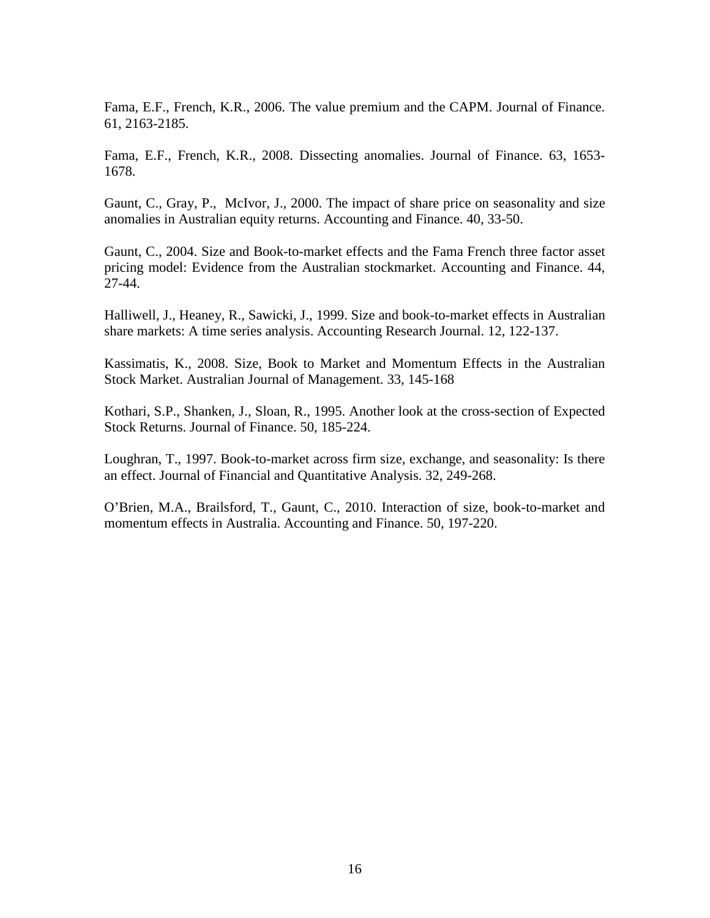Fama, E.F., French, K.R., 2006. The value premium and the CAPM. Journal of Finance. 61, 2163-2185.

Fama, E.F., French, K.R., 2008. Dissecting anomalies. Journal of Finance. 63, 1653-1678.

Gaunt, C., Gray, P., McIvor, J., 2000. The impact of share price on seasonality and size anomalies in Australian equity returns. Accounting and Finance. 40, 33-50.

Gaunt, C., 2004. Size and Book-to-market effects and the Fama French three factor asset pricing model: Evidence from the Australian stockmarket. Accounting and Finance. 44, 27-44.

Halliwell, J., Heaney, R., Sawicki, J., 1999. Size and book-to-market effects in Australian share markets: A time series analysis. Accounting Research Journal. 12, 122-137.

Kassimatis, K., 2008. Size, Book to Market and Momentum Effects in the Australian Stock Market. Australian Journal of Management. 33, 145-168

Kothari, S.P., Shanken, J., Sloan, R., 1995. Another look at the cross-section of Expected Stock Returns. Journal of Finance. 50, 185-224.

Loughran, T., 1997. Book-to-market across firm size, exchange, and seasonality: Is there an effect. Journal of Financial and Quantitative Analysis. 32, 249-268.

O'Brien, M.A., Brailsford, T., Gaunt, C., 2010. Interaction of size, book-to-market and momentum effects in Australia. Accounting and Finance. 50, 197-220.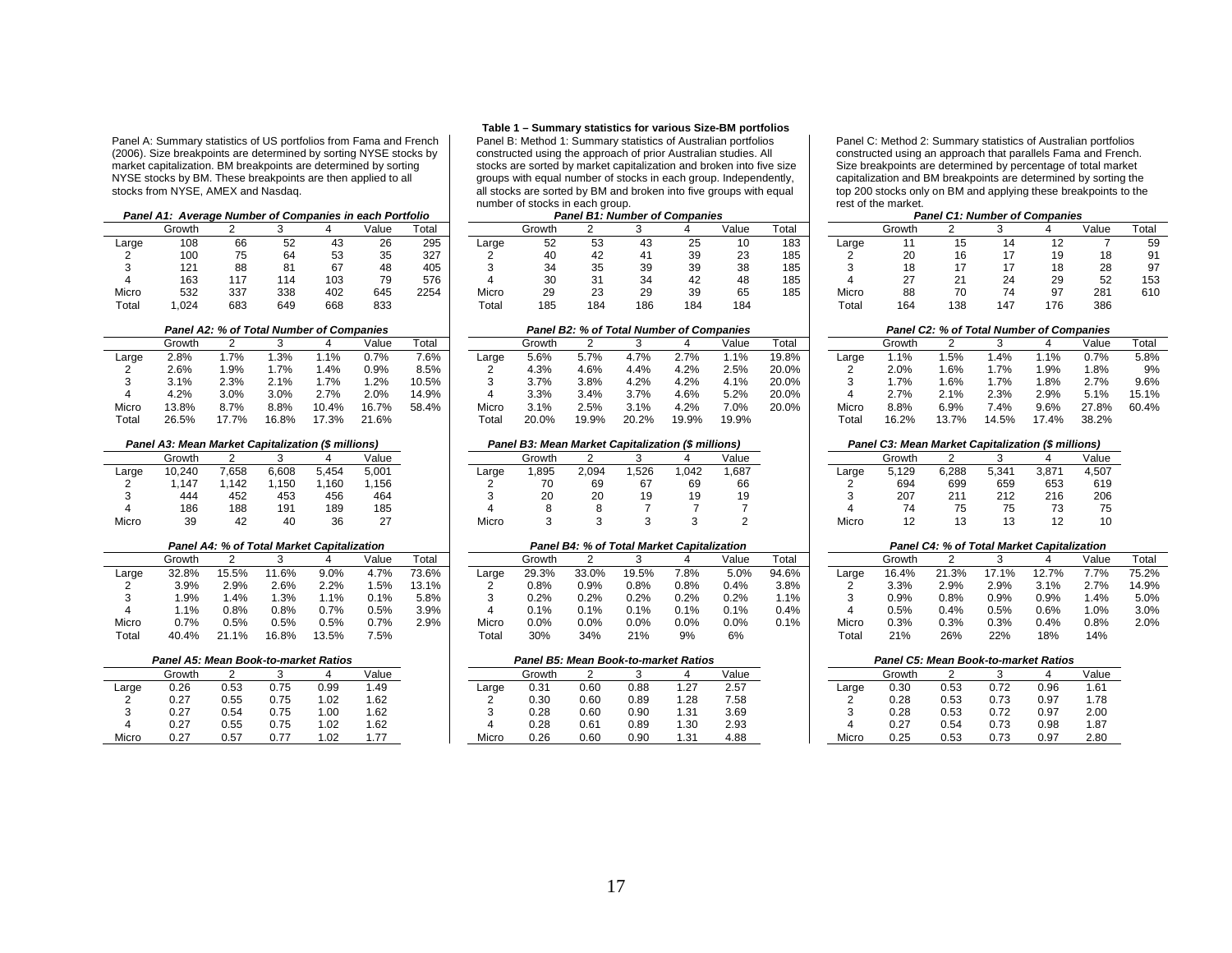**Table 1 – Summary statistics for various Size-BM portfolios**

Panel A: Summary statistics of US portfolios from Fama and French (2006). Size breakpoints are determined by sorting NYSE stocks by market capitalization. BM breakpoints are determined by sorting NYSE stocks by BM. These breakpoints are then applied to all stocks from NYSE, AMEX and Nasdaq.

*Panel A1: Average Number of Companies in each Portfolio*

| | Growth | 2 | 3 | 4 | Value | Total |
|---|---|---|---|---|---|---|
| Large | 108 | 66 | 52 | 43 | 26 | 295 |
| 2 | 100 | 75 | 64 | 53 | 35 | 327 |
| 3 | 121 | 88 | 81 | 67 | 48 | 405 |
| 4 | 163 | 117 | 114 | 103 | 79 | 576 |
| Micro | 532 | 337 | 338 | 402 | 645 | 2254 |
| Total | 1,024 | 683 | 649 | 668 | 833 | |

*Panel A2: % of Total Number of Companies*

| | Growth | 2 | 3 | 4 | Value | Total |
|---|---|---|---|---|---|---|
| Large | 2.8% | 1.7% | 1.3% | 1.1% | 0.7% | 7.6% |
| 2 | 2.6% | 1.9% | 1.7% | 1.4% | 0.9% | 8.5% |
| 3 | 3.1% | 2.3% | 2.1% | 1.7% | 1.2% | 10.5% |
| 4 | 4.2% | 3.0% | 3.0% | 2.7% | 2.0% | 14.9% |
| Micro | 13.8% | 8.7% | 8.8% | 10.4% | 16.7% | 58.4% |
| Total | 26.5% | 17.7% | 16.8% | 17.3% | 21.6% | |

*Panel A3: Mean Market Capitalization ($ millions)*

| | Growth | 2 | 3 | 4 | Value |
|---|---|---|---|---|---|
| Large | 10,240 | 7,658 | 6,608 | 5,454 | 5,001 |
| 2 | 1,147 | 1,142 | 1,150 | 1,160 | 1,156 |
| 3 | 444 | 452 | 453 | 456 | 464 |
| 4 | 186 | 188 | 191 | 189 | 185 |
| Micro | 39 | 42 | 40 | 36 | 27 |

*Panel A4: % of Total Market Capitalization*

| | Growth | 2 | 3 | 4 | Value | Total |
|---|---|---|---|---|---|---|
| Large | 32.8% | 15.5% | 11.6% | 9.0% | 4.7% | 73.6% |
| 2 | 3.9% | 2.9% | 2.6% | 2.2% | 1.5% | 13.1% |
| 3 | 1.9% | 1.4% | 1.3% | 1.1% | 0.1% | 5.8% |
| 4 | 1.1% | 0.8% | 0.8% | 0.7% | 0.5% | 3.9% |
| Micro | 0.7% | 0.5% | 0.5% | 0.5% | 0.7% | 2.9% |
| Total | 40.4% | 21.1% | 16.8% | 13.5% | 7.5% | |

*Panel A5: Mean Book-to-market Ratios*

| | Growth | 2 | 3 | 4 | Value |
|---|---|---|---|---|---|
| Large | 0.26 | 0.53 | 0.75 | 0.99 | 1.49 |
| 2 | 0.27 | 0.55 | 0.75 | 1.02 | 1.62 |
| 3 | 0.27 | 0.54 | 0.75 | 1.00 | 1.62 |
| 4 | 0.27 | 0.55 | 0.75 | 1.02 | 1.62 |
| Micro | 0.27 | 0.57 | 0.77 | 1.02 | 1.77 |

Panel B: Method 1: Summary statistics of Australian portfolios constructed using the approach of prior Australian studies. All stocks are sorted by market capitalization and broken into five size groups with equal number of stocks in each group. Independently, all stocks are sorted by BM and broken into five groups with equal number of stocks in each group.

*Panel B1: Number of Companies*

| | Growth | 2 | 3 | 4 | Value | Total |
|---|---|---|---|---|---|---|
| Large | 52 | 53 | 43 | 25 | 10 | 183 |
| 2 | 40 | 42 | 41 | 39 | 23 | 185 |
| 3 | 34 | 35 | 39 | 39 | 38 | 185 |
| 4 | 30 | 31 | 34 | 42 | 48 | 185 |
| Micro | 29 | 23 | 29 | 39 | 65 | 185 |
| Total | 185 | 184 | 186 | 184 | 184 | |

*Panel B2: % of Total Number of Companies*

| | Growth | 2 | 3 | 4 | Value | Total |
|---|---|---|---|---|---|---|
| Large | 5.6% | 5.7% | 4.7% | 2.7% | 1.1% | 19.8% |
| 2 | 4.3% | 4.6% | 4.4% | 4.2% | 2.5% | 20.0% |
| 3 | 3.7% | 3.8% | 4.2% | 4.2% | 4.1% | 20.0% |
| 4 | 3.3% | 3.4% | 3.7% | 4.6% | 5.2% | 20.0% |
| Micro | 3.1% | 2.5% | 3.1% | 4.2% | 7.0% | 20.0% |
| Total | 20.0% | 19.9% | 20.2% | 19.9% | 19.9% | |

*Panel B3: Mean Market Capitalization ($ millions)*

| | Growth | 2 | 3 | 4 | Value |
|---|---|---|---|---|---|
| Large | 1,895 | 2,094 | 1,526 | 1,042 | 1,687 |
| 2 | 70 | 69 | 67 | 69 | 66 |
| 3 | 20 | 20 | 19 | 19 | 19 |
| 4 | 8 | 8 | 7 | 7 | 7 |
| Micro | 3 | 3 | 3 | 3 | 2 |

*Panel B4: % of Total Market Capitalization*

| | Growth | 2 | 3 | 4 | Value | Total |
|---|---|---|---|---|---|---|
| Large | 29.3% | 33.0% | 19.5% | 7.8% | 5.0% | 94.6% |
| 2 | 0.8% | 0.9% | 0.8% | 0.8% | 0.4% | 3.8% |
| 3 | 0.2% | 0.2% | 0.2% | 0.2% | 0.2% | 1.1% |
| 4 | 0.1% | 0.1% | 0.1% | 0.1% | 0.1% | 0.4% |
| Micro | 0.0% | 0.0% | 0.0% | 0.0% | 0.0% | 0.1% |
| Total | 30% | 34% | 21% | 9% | 6% | |

*Panel B5: Mean Book-to-market Ratios*

| | Growth | 2 | 3 | 4 | Value |
|---|---|---|---|---|---|
| Large | 0.31 | 0.60 | 0.88 | 1.27 | 2.57 |
| 2 | 0.30 | 0.60 | 0.89 | 1.28 | 7.58 |
| 3 | 0.28 | 0.60 | 0.90 | 1.31 | 3.69 |
| 4 | 0.28 | 0.61 | 0.89 | 1.30 | 2.93 |
| Micro | 0.26 | 0.60 | 0.90 | 1.31 | 4.88 |

Panel C: Method 2: Summary statistics of Australian portfolios constructed using an approach that parallels Fama and French. Size breakpoints are determined by percentage of total market capitalization and BM breakpoints are determined by sorting the top 200 stocks only on BM and applying these breakpoints to the rest of the market.

*Panel C1: Number of Companies*

| | Growth | 2 | 3 | 4 | Value | Total |
|---|---|---|---|---|---|---|
| Large | 11 | 15 | 14 | 12 | 7 | 59 |
| 2 | 20 | 16 | 17 | 19 | 18 | 91 |
| 3 | 18 | 17 | 17 | 18 | 28 | 97 |
| 4 | 27 | 21 | 24 | 29 | 52 | 153 |
| Micro | 88 | 70 | 74 | 97 | 281 | 610 |
| Total | 164 | 138 | 147 | 176 | 386 | |

*Panel C2: % of Total Number of Companies*

| | Growth | 2 | 3 | 4 | Value | Total |
|---|---|---|---|---|---|---|
| Large | 1.1% | 1.5% | 1.4% | 1.1% | 0.7% | 5.8% |
| 2 | 2.0% | 1.6% | 1.7% | 1.9% | 1.8% | 9% |
| 3 | 1.7% | 1.6% | 1.7% | 1.8% | 2.7% | 9.6% |
| 4 | 2.7% | 2.1% | 2.3% | 2.9% | 5.1% | 15.1% |
| Micro | 8.8% | 6.9% | 7.4% | 9.6% | 27.8% | 60.4% |
| Total | 16.2% | 13.7% | 14.5% | 17.4% | 38.2% | |

*Panel C3: Mean Market Capitalization ($ millions)*

| | Growth | 2 | 3 | 4 | Value |
|---|---|---|---|---|---|
| Large | 5,129 | 6,288 | 5,341 | 3,871 | 4,507 |
| 2 | 694 | 699 | 659 | 653 | 619 |
| 3 | 207 | 211 | 212 | 216 | 206 |
| 4 | 74 | 75 | 75 | 73 | 75 |
| Micro | 12 | 13 | 13 | 12 | 10 |

*Panel C4: % of Total Market Capitalization*

| | Growth | 2 | 3 | 4 | Value | Total |
|---|---|---|---|---|---|---|
| Large | 16.4% | 21.3% | 17.1% | 12.7% | 7.7% | 75.2% |
| 2 | 3.3% | 2.9% | 2.9% | 3.1% | 2.7% | 14.9% |
| 3 | 0.9% | 0.8% | 0.9% | 0.9% | 1.4% | 5.0% |
| 4 | 0.5% | 0.4% | 0.5% | 0.6% | 1.0% | 3.0% |
| Micro | 0.3% | 0.3% | 0.3% | 0.4% | 0.8% | 2.0% |
| Total | 21% | 26% | 22% | 18% | 14% | |

*Panel C5: Mean Book-to-market Ratios*

| | Growth | 2 | 3 | 4 | Value |
|---|---|---|---|---|---|
| Large | 0.30 | 0.53 | 0.72 | 0.96 | 1.61 |
| 2 | 0.28 | 0.53 | 0.73 | 0.97 | 1.78 |
| 3 | 0.28 | 0.53 | 0.72 | 0.97 | 2.00 |
| 4 | 0.27 | 0.54 | 0.73 | 0.98 | 1.87 |
| Micro | 0.25 | 0.53 | 0.73 | 0.97 | 2.80 |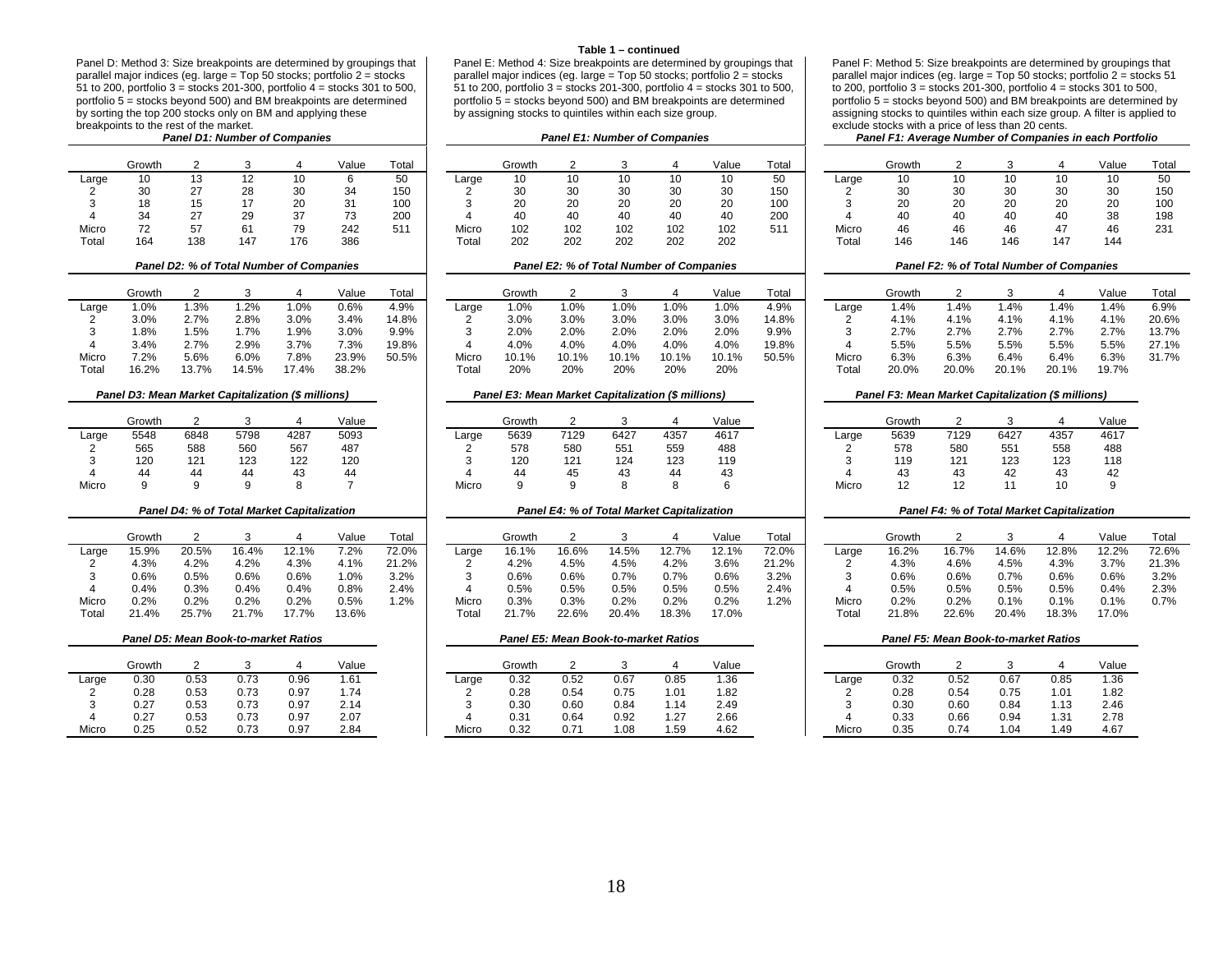**Table 1 – continued**

Panel D: Method 3: Size breakpoints are determined by groupings that parallel major indices (eg. large = Top 50 stocks; portfolio 2 = stocks 51 to 200, portfolio 3 = stocks 201-300, portfolio 4 = stocks 301 to 500, portfolio 5 = stocks beyond 500) and BM breakpoints are determined by sorting the top 200 stocks only on BM and applying these breakpoints to the rest of the market.

***Panel D1: Number of Companies***

| | Growth | 2 | 3 | 4 | Value | Total |
|---|---|---|---|---|---|---|
| Large | 10 | 13 | 12 | 10 | 6 | 50 |
| 2 | 30 | 27 | 28 | 30 | 34 | 150 |
| 3 | 18 | 15 | 17 | 20 | 31 | 100 |
| 4 | 34 | 27 | 29 | 37 | 73 | 200 |
| Micro | 72 | 57 | 61 | 79 | 242 | 511 |
| Total | 164 | 138 | 147 | 176 | 386 | |

***Panel D2: % of Total Number of Companies***

| | Growth | 2 | 3 | 4 | Value | Total |
|---|---|---|---|---|---|---|
| Large | 1.0% | 1.3% | 1.2% | 1.0% | 0.6% | 4.9% |
| 2 | 3.0% | 2.7% | 2.8% | 3.0% | 3.4% | 14.8% |
| 3 | 1.8% | 1.5% | 1.7% | 1.9% | 3.0% | 9.9% |
| 4 | 3.4% | 2.7% | 2.9% | 3.7% | 7.3% | 19.8% |
| Micro | 7.2% | 5.6% | 6.0% | 7.8% | 23.9% | 50.5% |
| Total | 16.2% | 13.7% | 14.5% | 17.4% | 38.2% | |

***Panel D3: Mean Market Capitalization ($ millions)***

| | Growth | 2 | 3 | 4 | Value |
|---|---|---|---|---|---|
| Large | 5548 | 6848 | 5798 | 4287 | 5093 |
| 2 | 565 | 588 | 560 | 567 | 487 |
| 3 | 120 | 121 | 123 | 122 | 120 |
| 4 | 44 | 44 | 44 | 43 | 44 |
| Micro | 9 | 9 | 9 | 8 | 7 |

***Panel D4: % of Total Market Capitalization***

| | Growth | 2 | 3 | 4 | Value | Total |
|---|---|---|---|---|---|---|
| Large | 15.9% | 20.5% | 16.4% | 12.1% | 7.2% | 72.0% |
| 2 | 4.3% | 4.2% | 4.2% | 4.3% | 4.1% | 21.2% |
| 3 | 0.6% | 0.5% | 0.6% | 0.6% | 1.0% | 3.2% |
| 4 | 0.4% | 0.3% | 0.4% | 0.4% | 0.8% | 2.4% |
| Micro | 0.2% | 0.2% | 0.2% | 0.2% | 0.5% | 1.2% |
| Total | 21.4% | 25.7% | 21.7% | 17.7% | 13.6% | |

***Panel D5: Mean Book-to-market Ratios***

| | Growth | 2 | 3 | 4 | Value |
|---|---|---|---|---|---|
| Large | 0.30 | 0.53 | 0.73 | 0.96 | 1.61 |
| 2 | 0.28 | 0.53 | 0.73 | 0.97 | 1.74 |
| 3 | 0.27 | 0.53 | 0.73 | 0.97 | 2.14 |
| 4 | 0.27 | 0.53 | 0.73 | 0.97 | 2.07 |
| Micro | 0.25 | 0.52 | 0.73 | 0.97 | 2.84 |

Panel E: Method 4: Size breakpoints are determined by groupings that parallel major indices (eg. large = Top 50 stocks; portfolio 2 = stocks 51 to 200, portfolio 3 = stocks 201-300, portfolio 4 = stocks 301 to 500, portfolio 5 = stocks beyond 500) and BM breakpoints are determined by assigning stocks to quintiles within each size group.

***Panel E1: Number of Companies***

| | Growth | 2 | 3 | 4 | Value | Total |
|---|---|---|---|---|---|---|
| Large | 10 | 10 | 10 | 10 | 10 | 50 |
| 2 | 30 | 30 | 30 | 30 | 30 | 150 |
| 3 | 20 | 20 | 20 | 20 | 20 | 100 |
| 4 | 40 | 40 | 40 | 40 | 40 | 200 |
| Micro | 102 | 102 | 102 | 102 | 102 | 511 |
| Total | 202 | 202 | 202 | 202 | 202 | |

***Panel E2: % of Total Number of Companies***

| | Growth | 2 | 3 | 4 | Value | Total |
|---|---|---|---|---|---|---|
| Large | 1.0% | 1.0% | 1.0% | 1.0% | 1.0% | 4.9% |
| 2 | 3.0% | 3.0% | 3.0% | 3.0% | 3.0% | 14.8% |
| 3 | 2.0% | 2.0% | 2.0% | 2.0% | 2.0% | 9.9% |
| 4 | 4.0% | 4.0% | 4.0% | 4.0% | 4.0% | 19.8% |
| Micro | 10.1% | 10.1% | 10.1% | 10.1% | 10.1% | 50.5% |
| Total | 20% | 20% | 20% | 20% | 20% | |

***Panel E3: Mean Market Capitalization ($ millions)***

| | Growth | 2 | 3 | 4 | Value |
|---|---|---|---|---|---|
| Large | 5639 | 7129 | 6427 | 4357 | 4617 |
| 2 | 578 | 580 | 551 | 559 | 488 |
| 3 | 120 | 121 | 124 | 123 | 119 |
| 4 | 44 | 45 | 43 | 44 | 43 |
| Micro | 9 | 9 | 8 | 8 | 6 |

***Panel E4: % of Total Market Capitalization***

| | Growth | 2 | 3 | 4 | Value | Total |
|---|---|---|---|---|---|---|
| Large | 16.1% | 16.6% | 14.5% | 12.7% | 12.1% | 72.0% |
| 2 | 4.2% | 4.5% | 4.5% | 4.2% | 3.6% | 21.2% |
| 3 | 0.6% | 0.6% | 0.7% | 0.7% | 0.6% | 3.2% |
| 4 | 0.5% | 0.5% | 0.5% | 0.5% | 0.5% | 2.4% |
| Micro | 0.3% | 0.3% | 0.2% | 0.2% | 0.2% | 1.2% |
| Total | 21.7% | 22.6% | 20.4% | 18.3% | 17.0% | |

***Panel E5: Mean Book-to-market Ratios***

| | Growth | 2 | 3 | 4 | Value |
|---|---|---|---|---|---|
| Large | 0.32 | 0.52 | 0.67 | 0.85 | 1.36 |
| 2 | 0.28 | 0.54 | 0.75 | 1.01 | 1.82 |
| 3 | 0.30 | 0.60 | 0.84 | 1.14 | 2.49 |
| 4 | 0.31 | 0.64 | 0.92 | 1.27 | 2.66 |
| Micro | 0.32 | 0.71 | 1.08 | 1.59 | 4.62 |

Panel F: Method 5: Size breakpoints are determined by groupings that parallel major indices (eg. large = Top 50 stocks; portfolio 2 = stocks 51 to 200, portfolio 3 = stocks 201-300, portfolio 4 = stocks 301 to 500, portfolio 5 = stocks beyond 500) and BM breakpoints are determined by assigning stocks to quintiles within each size group. A filter is applied to exclude stocks with a price of less than 20 cents.

***Panel F1: Average Number of Companies in each Portfolio***

| | Growth | 2 | 3 | 4 | Value | Total |
|---|---|---|---|---|---|---|
| Large | 10 | 10 | 10 | 10 | 10 | 50 |
| 2 | 30 | 30 | 30 | 30 | 30 | 150 |
| 3 | 20 | 20 | 20 | 20 | 20 | 100 |
| 4 | 40 | 40 | 40 | 40 | 38 | 198 |
| Micro | 46 | 46 | 46 | 47 | 46 | 231 |
| Total | 146 | 146 | 146 | 147 | 144 | |

***Panel F2: % of Total Number of Companies***

| | Growth | 2 | 3 | 4 | Value | Total |
|---|---|---|---|---|---|---|
| Large | 1.4% | 1.4% | 1.4% | 1.4% | 1.4% | 6.9% |
| 2 | 4.1% | 4.1% | 4.1% | 4.1% | 4.1% | 20.6% |
| 3 | 2.7% | 2.7% | 2.7% | 2.7% | 2.7% | 13.7% |
| 4 | 5.5% | 5.5% | 5.5% | 5.5% | 5.5% | 27.1% |
| Micro | 6.3% | 6.3% | 6.4% | 6.4% | 6.3% | 31.7% |
| Total | 20.0% | 20.0% | 20.1% | 20.1% | 19.7% | |

***Panel F3: Mean Market Capitalization ($ millions)***

| | Growth | 2 | 3 | 4 | Value |
|---|---|---|---|---|---|
| Large | 5639 | 7129 | 6427 | 4357 | 4617 |
| 2 | 578 | 580 | 551 | 558 | 488 |
| 3 | 119 | 121 | 123 | 123 | 118 |
| 4 | 43 | 43 | 42 | 43 | 42 |
| Micro | 12 | 12 | 11 | 10 | 9 |

***Panel F4: % of Total Market Capitalization***

| | Growth | 2 | 3 | 4 | Value | Total |
|---|---|---|---|---|---|---|
| Large | 16.2% | 16.7% | 14.6% | 12.8% | 12.2% | 72.6% |
| 2 | 4.3% | 4.6% | 4.5% | 4.3% | 3.7% | 21.3% |
| 3 | 0.6% | 0.6% | 0.7% | 0.6% | 0.6% | 3.2% |
| 4 | 0.5% | 0.5% | 0.5% | 0.5% | 0.4% | 2.3% |
| Micro | 0.2% | 0.2% | 0.1% | 0.1% | 0.1% | 0.7% |
| Total | 21.8% | 22.6% | 20.4% | 18.3% | 17.0% | |

***Panel F5: Mean Book-to-market Ratios***

| | Growth | 2 | 3 | 4 | Value |
|---|---|---|---|---|---|
| Large | 0.32 | 0.52 | 0.67 | 0.85 | 1.36 |
| 2 | 0.28 | 0.54 | 0.75 | 1.01 | 1.82 |
| 3 | 0.30 | 0.60 | 0.84 | 1.13 | 2.46 |
| 4 | 0.33 | 0.66 | 0.94 | 1.31 | 2.78 |
| Micro | 0.35 | 0.74 | 1.04 | 1.49 | 4.67 |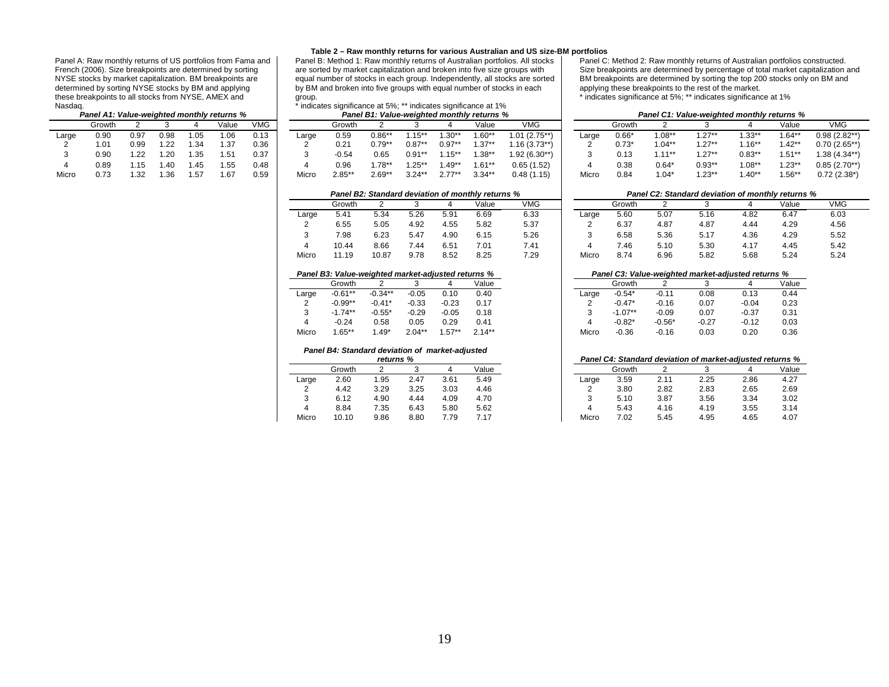**Table 2 – Raw monthly returns for various Australian and US size-BM portfolios**

Panel A: Raw monthly returns of US portfolios from Fama and French (2006). Size breakpoints are determined by sorting NYSE stocks by market capitalization. BM breakpoints are determined by sorting NYSE stocks by BM and applying these breakpoints to all stocks from NYSE, AMEX and Nasdaq.

*Panel A1: Value-weighted monthly returns %*

| | Growth | 2 | 3 | 4 | Value | VMG |
|---|---|---|---|---|---|---|
| Large | 0.90 | 0.97 | 0.98 | 1.05 | 1.06 | 0.13 |
| 2 | 1.01 | 0.99 | 1.22 | 1.34 | 1.37 | 0.36 |
| 3 | 0.90 | 1.22 | 1.20 | 1.35 | 1.51 | 0.37 |
| 4 | 0.89 | 1.15 | 1.40 | 1.45 | 1.55 | 0.48 |
| Micro | 0.73 | 1.32 | 1.36 | 1.57 | 1.67 | 0.59 |

Panel B: Method 1: Raw monthly returns of Australian portfolios. All stocks are sorted by market capitalization and broken into five size groups with equal number of stocks in each group. Independently, all stocks are sorted by BM and broken into five groups with equal number of stocks in each group.
\* indicates significance at 5%; ** indicates significance at 1%

*Panel B1: Value-weighted monthly returns %*

| | Growth | 2 | 3 | 4 | Value | VMG |
|---|---|---|---|---|---|---|
| Large | 0.59 | 0.86** | 1.15** | 1.30** | 1.60** | 1.01 (2.75**) |
| 2 | 0.21 | 0.79** | 0.87** | 0.97** | 1.37** | 1.16 (3.73**) |
| 3 | -0.54 | 0.65 | 0.91** | 1.15** | 1.38** | 1.92 (6.30**) |
| 4 | 0.96 | 1.78** | 1.25** | 1.49** | 1.61** | 0.65 (1.52) |
| Micro | 2.85** | 2.69** | 3.24** | 2.77** | 3.34** | 0.48 (1.15) |

*Panel B2: Standard deviation of monthly returns %*

| | Growth | 2 | 3 | 4 | Value | VMG |
|---|---|---|---|---|---|---|
| Large | 5.41 | 5.34 | 5.26 | 5.91 | 6.69 | 6.33 |
| 2 | 6.55 | 5.05 | 4.92 | 4.55 | 5.82 | 5.37 |
| 3 | 7.98 | 6.23 | 5.47 | 4.90 | 6.15 | 5.26 |
| 4 | 10.44 | 8.66 | 7.44 | 6.51 | 7.01 | 7.41 |
| Micro | 11.19 | 10.87 | 9.78 | 8.52 | 8.25 | 7.29 |

*Panel B3: Value-weighted market-adjusted returns %*

| | Growth | 2 | 3 | 4 | Value |
|---|---|---|---|---|---|
| Large | -0.61** | -0.34** | -0.05 | 0.10 | 0.40 |
| 2 | -0.99** | -0.41* | -0.33 | -0.23 | 0.17 |
| 3 | -1.74** | -0.55* | -0.29 | -0.05 | 0.18 |
| 4 | -0.24 | 0.58 | 0.05 | 0.29 | 0.41 |
| Micro | 1.65** | 1.49* | 2.04** | 1.57** | 2.14** |

*Panel B4: Standard deviation of market-adjusted returns %*

| | Growth | 2 | 3 | 4 | Value |
|---|---|---|---|---|---|
| Large | 2.60 | 1.95 | 2.47 | 3.61 | 5.49 |
| 2 | 4.42 | 3.29 | 3.25 | 3.03 | 4.46 |
| 3 | 6.12 | 4.90 | 4.44 | 4.09 | 4.70 |
| 4 | 8.84 | 7.35 | 6.43 | 5.80 | 5.62 |
| Micro | 10.10 | 9.86 | 8.80 | 7.79 | 7.17 |

Panel C: Method 2: Raw monthly returns of Australian portfolios constructed. Size breakpoints are determined by percentage of total market capitalization and BM breakpoints are determined by sorting the top 200 stocks only on BM and applying these breakpoints to the rest of the market.
\* indicates significance at 5%; ** indicates significance at 1%

*Panel C1: Value-weighted monthly returns %*

| | Growth | 2 | 3 | 4 | Value | VMG |
|---|---|---|---|---|---|---|
| Large | 0.66* | 1.08** | 1.27** | 1.33** | 1.64** | 0.98 (2.82**) |
| 2 | 0.73* | 1.04** | 1.27** | 1.16** | 1.42** | 0.70 (2.65**) |
| 3 | 0.13 | 1.11** | 1.27** | 0.83** | 1.51** | 1.38 (4.34**) |
| 4 | 0.38 | 0.64* | 0.93** | 1.08** | 1.23** | 0.85 (2.70**) |
| Micro | 0.84 | 1.04* | 1.23** | 1.40** | 1.56** | 0.72 (2.38*) |

*Panel C2: Standard deviation of monthly returns %*

| | Growth | 2 | 3 | 4 | Value | VMG |
|---|---|---|---|---|---|---|
| Large | 5.60 | 5.07 | 5.16 | 4.82 | 6.47 | 6.03 |
| 2 | 6.37 | 4.87 | 4.87 | 4.44 | 4.29 | 4.56 |
| 3 | 6.58 | 5.36 | 5.17 | 4.36 | 4.29 | 5.52 |
| 4 | 7.46 | 5.10 | 5.30 | 4.17 | 4.45 | 5.42 |
| Micro | 8.74 | 6.96 | 5.82 | 5.68 | 5.24 | 5.24 |

*Panel C3: Value-weighted market-adjusted returns %*

| | Growth | 2 | 3 | 4 | Value |
|---|---|---|---|---|---|
| Large | -0.54* | -0.11 | 0.08 | 0.13 | 0.44 |
| 2 | -0.47* | -0.16 | 0.07 | -0.04 | 0.23 |
| 3 | -1.07** | -0.09 | 0.07 | -0.37 | 0.31 |
| 4 | -0.82* | -0.56* | -0.27 | -0.12 | 0.03 |
| Micro | -0.36 | -0.16 | 0.03 | 0.20 | 0.36 |

*Panel C4: Standard deviation of market-adjusted returns %*

| | Growth | 2 | 3 | 4 | Value |
|---|---|---|---|---|---|
| Large | 3.59 | 2.11 | 2.25 | 2.86 | 4.27 |
| 2 | 3.80 | 2.82 | 2.83 | 2.65 | 2.69 |
| 3 | 5.10 | 3.87 | 3.56 | 3.34 | 3.02 |
| 4 | 5.43 | 4.16 | 4.19 | 3.55 | 3.14 |
| Micro | 7.02 | 5.45 | 4.95 | 4.65 | 4.07 |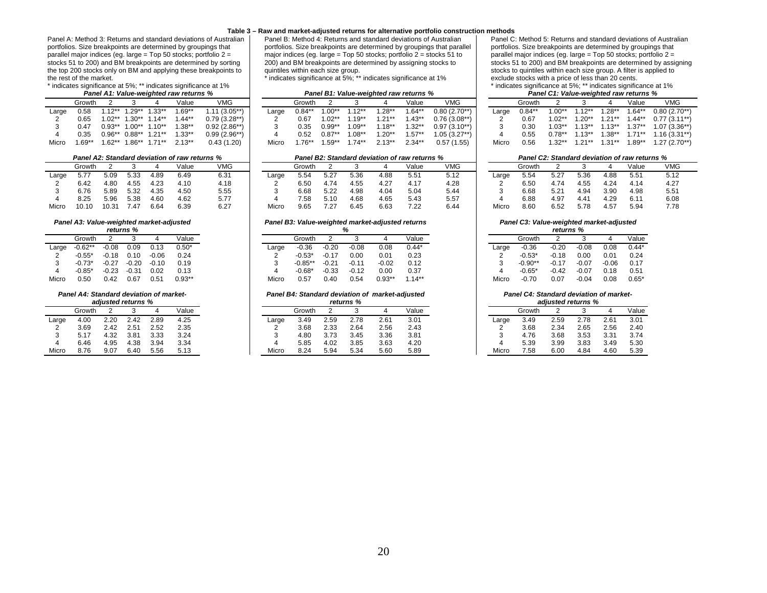**Table 3 – Raw and market-adjusted returns for alternative portfolio construction methods**

Panel A: Method 3: Returns and standard deviations of Australian portfolios. Size breakpoints are determined by groupings that parallel major indices (eg. large = Top 50 stocks; portfolio 2 = stocks 51 to 200) and BM breakpoints are determined by sorting the top 200 stocks only on BM and applying these breakpoints to the rest of the market.

* indicates significance at 5%; ** indicates significance at 1%

*Panel A1: Value-weighted raw returns %*

| | Growth | 2 | 3 | 4 | Value | VMG |
|---|---|---|---|---|---|---|
| Large | 0.58 | 1.12** | 1.29** | 1.33** | 1.69** | 1.11 (3.05**) |
| 2 | 0.65 | 1.02** | 1.30** | 1.14** | 1.44** | 0.79 (3.28**) |
| 3 | 0.47 | 0.93** | 1.00** | 1.10** | 1.38** | 0.92 (2.86**) |
| 4 | 0.35 | 0.96** | 0.88** | 1.21** | 1.33** | 0.99 (2.96**) |
| Micro | 1.69** | 1.62** | 1.86** | 1.71** | 2.13** | 0.43 (1.20) |

*Panel A2: Standard deviation of raw returns %*

| | Growth | 2 | 3 | 4 | Value | VMG |
|---|---|---|---|---|---|---|
| Large | 5.77 | 5.09 | 5.33 | 4.89 | 6.49 | 6.31 |
| 2 | 6.42 | 4.80 | 4.55 | 4.23 | 4.10 | 4.18 |
| 3 | 6.76 | 5.89 | 5.32 | 4.35 | 4.50 | 5.55 |
| 4 | 8.25 | 5.96 | 5.38 | 4.60 | 4.62 | 5.77 |
| Micro | 10.10 | 10.31 | 7.47 | 6.64 | 6.39 | 6.27 |

*Panel A3: Value-weighted market-adjusted returns %*

| | Growth | 2 | 3 | 4 | Value |
|---|---|---|---|---|---|
| Large | -0.62** | -0.08 | 0.09 | 0.13 | 0.50* |
| 2 | -0.55* | -0.18 | 0.10 | -0.06 | 0.24 |
| 3 | -0.73* | -0.27 | -0.20 | -0.10 | 0.19 |
| 4 | -0.85* | -0.23 | -0.31 | 0.02 | 0.13 |
| Micro | 0.50 | 0.42 | 0.67 | 0.51 | 0.93** |

*Panel A4: Standard deviation of market-adjusted returns %*

| | Growth | 2 | 3 | 4 | Value |
|---|---|---|---|---|---|
| Large | 4.00 | 2.20 | 2.42 | 2.89 | 4.25 |
| 2 | 3.69 | 2.42 | 2.51 | 2.52 | 2.35 |
| 3 | 5.17 | 4.32 | 3.81 | 3.33 | 3.24 |
| 4 | 6.46 | 4.95 | 4.38 | 3.94 | 3.34 |
| Micro | 8.76 | 9.07 | 6.40 | 5.56 | 5.13 |

Panel B: Method 4: Returns and standard deviations of Australian portfolios. Size breakpoints are determined by groupings that parallel major indices (eg. large = Top 50 stocks; portfolio 2 = stocks 51 to 200) and BM breakpoints are determined by assigning stocks to quintiles within each size group.

* indicates significance at 5%; ** indicates significance at 1%

*Panel B1: Value-weighted raw returns %*

| | Growth | 2 | 3 | 4 | Value | VMG |
|---|---|---|---|---|---|---|
| Large | 0.84** | 1.00** | 1.12** | 1.28** | 1.64** | 0.80 (2.70**) |
| 2 | 0.67 | 1.02** | 1.19** | 1.21** | 1.43** | 0.76 (3.08**) |
| 3 | 0.35 | 0.99** | 1.09** | 1.18** | 1.32** | 0.97 (3.10**) |
| 4 | 0.52 | 0.87** | 1.08** | 1.20** | 1.57** | 1.05 (3.27**) |
| Micro | 1.76** | 1.59** | 1.74** | 2.13** | 2.34** | 0.57 (1.55) |

*Panel B2: Standard deviation of raw returns %*

| | Growth | 2 | 3 | 4 | Value | VMG |
|---|---|---|---|---|---|---|
| Large | 5.54 | 5.27 | 5.36 | 4.88 | 5.51 | 5.12 |
| 2 | 6.50 | 4.74 | 4.55 | 4.27 | 4.17 | 4.28 |
| 3 | 6.68 | 5.22 | 4.98 | 4.04 | 5.04 | 5.44 |
| 4 | 7.58 | 5.10 | 4.68 | 4.65 | 5.43 | 5.57 |
| Micro | 9.65 | 7.27 | 6.45 | 6.63 | 7.22 | 6.44 |

*Panel B3: Value-weighted market-adjusted returns %*

| | Growth | 2 | 3 | 4 | Value |
|---|---|---|---|---|---|
| Large | -0.36 | -0.20 | -0.08 | 0.08 | 0.44* |
| 2 | -0.53* | -0.17 | 0.00 | 0.01 | 0.23 |
| 3 | -0.85** | -0.21 | -0.11 | -0.02 | 0.12 |
| 4 | -0.68* | -0.33 | -0.12 | 0.00 | 0.37 |
| Micro | 0.57 | 0.40 | 0.54 | 0.93** | 1.14** |

*Panel B4: Standard deviation of market-adjusted returns %*

| | Growth | 2 | 3 | 4 | Value |
|---|---|---|---|---|---|
| Large | 3.49 | 2.59 | 2.78 | 2.61 | 3.01 |
| 2 | 3.68 | 2.33 | 2.64 | 2.56 | 2.43 |
| 3 | 4.80 | 3.73 | 3.45 | 3.36 | 3.81 |
| 4 | 5.85 | 4.02 | 3.85 | 3.63 | 4.20 |
| Micro | 8.24 | 5.94 | 5.34 | 5.60 | 5.89 |

Panel C: Method 5: Returns and standard deviations of Australian portfolios. Size breakpoints are determined by groupings that parallel major indices (eg. large = Top 50 stocks; portfolio 2 = stocks 51 to 200) and BM breakpoints are determined by assigning stocks to quintiles within each size group. A filter is applied to exclude stocks with a price of less than 20 cents.

* indicates significance at 5%; ** indicates significance at 1%

*Panel C1: Value-weighted raw returns %*

| | Growth | 2 | 3 | 4 | Value | VMG |
|---|---|---|---|---|---|---|
| Large | 0.84** | 1.00** | 1.12** | 1.28** | 1.64** | 0.80 (2.70**) |
| 2 | 0.67 | 1.02** | 1.20** | 1.21** | 1.44** | 0.77 (3.11**) |
| 3 | 0.30 | 1.03** | 1.13** | 1.13** | 1.37** | 1.07 (3.36**) |
| 4 | 0.55 | 0.78** | 1.13** | 1.38** | 1.71** | 1.16 (3.31**) |
| Micro | 0.56 | 1.32** | 1.21** | 1.31** | 1.89** | 1.27 (2.70**) |

*Panel C2: Standard deviation of raw returns %*

| | Growth | 2 | 3 | 4 | Value | VMG |
|---|---|---|---|---|---|---|
| Large | 5.54 | 5.27 | 5.36 | 4.88 | 5.51 | 5.12 |
| 2 | 6.50 | 4.74 | 4.55 | 4.24 | 4.14 | 4.27 |
| 3 | 6.68 | 5.21 | 4.94 | 3.90 | 4.98 | 5.51 |
| 4 | 6.88 | 4.97 | 4.41 | 4.29 | 6.11 | 6.08 |
| Micro | 8.60 | 6.52 | 5.78 | 4.57 | 5.94 | 7.78 |

*Panel C3: Value-weighted market-adjusted returns %*

| | Growth | 2 | 3 | 4 | Value |
|---|---|---|---|---|---|
| Large | -0.36 | -0.20 | -0.08 | 0.08 | 0.44* |
| 2 | -0.53* | -0.18 | 0.00 | 0.01 | 0.24 |
| 3 | -0.90** | -0.17 | -0.07 | -0.06 | 0.17 |
| 4 | -0.65* | -0.42 | -0.07 | 0.18 | 0.51 |
| Micro | -0.70 | 0.07 | -0.04 | 0.08 | 0.65* |

*Panel C4: Standard deviation of market-adjusted returns %*

| | Growth | 2 | 3 | 4 | Value |
|---|---|---|---|---|---|
| Large | 3.49 | 2.59 | 2.78 | 2.61 | 3.01 |
| 2 | 3.68 | 2.34 | 2.65 | 2.56 | 2.40 |
| 3 | 4.76 | 3.68 | 3.53 | 3.31 | 3.74 |
| 4 | 5.39 | 3.99 | 3.83 | 3.49 | 5.30 |
| Micro | 7.58 | 6.00 | 4.84 | 4.60 | 5.39 |